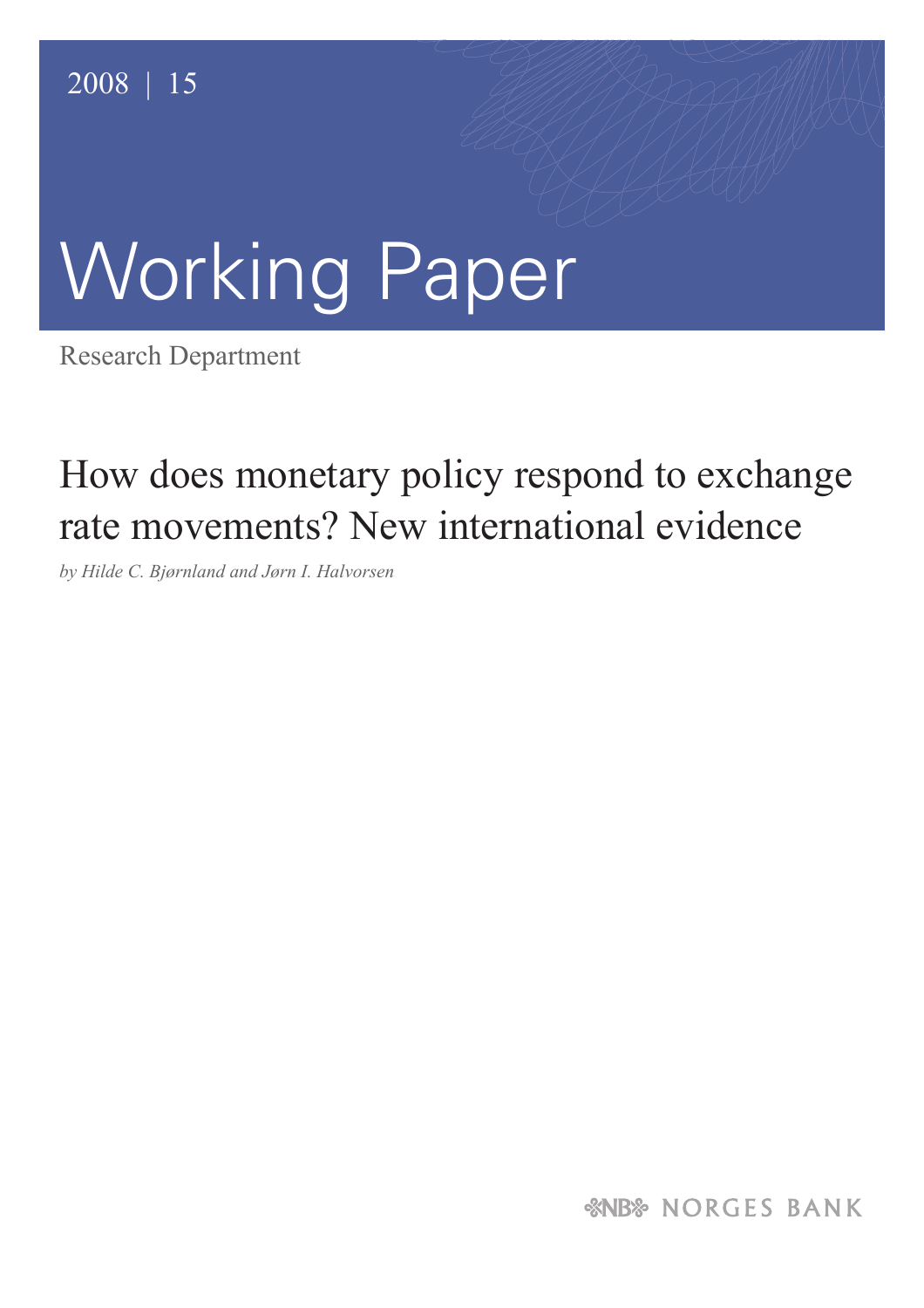2008 | 15

# Working Paper

Research Department

## How does monetary policy respond to exchange rate movements? New international evidence

*by Hilde C. Bjørnland and Jørn I. Halvorsen*

NB NORGES BANK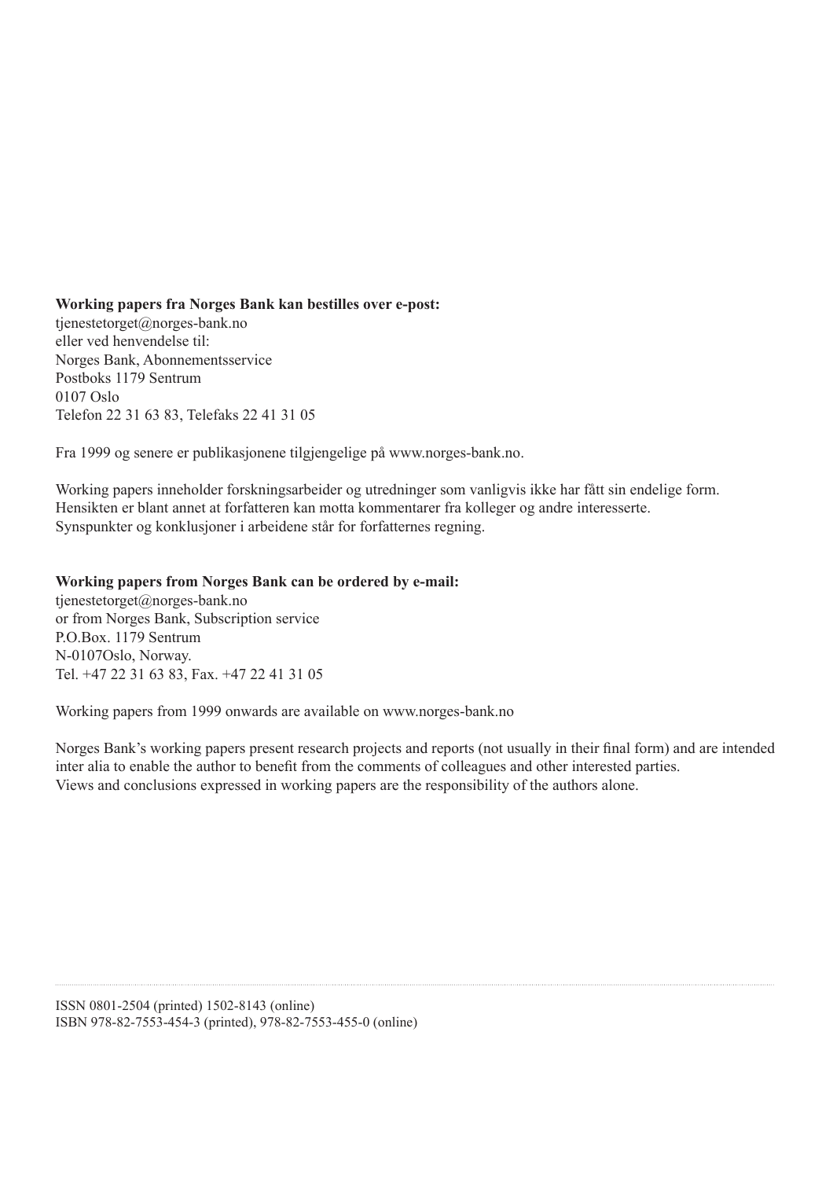**Working papers fra Norges Bank kan bestilles over e-post:**
tjenestetorget@norges-bank.no
eller ved henvendelse til:
Norges Bank, Abonnementsservice
Postboks 1179 Sentrum
0107 Oslo
Telefon 22 31 63 83, Telefaks 22 41 31 05

Fra 1999 og senere er publikasjonene tilgjengelige på www.norges-bank.no.

Working papers inneholder forskningsarbeider og utredninger som vanligvis ikke har fått sin endelige form. Hensikten er blant annet at forfatteren kan motta kommentarer fra kolleger og andre interesserte. Synspunkter og konklusjoner i arbeidene står for forfatternes regning.

**Working papers from Norges Bank can be ordered by e-mail:**
tjenestetorget@norges-bank.no
or from Norges Bank, Subscription service
P.O.Box. 1179 Sentrum
N-0107Oslo, Norway.
Tel. +47 22 31 63 83, Fax. +47 22 41 31 05

Working papers from 1999 onwards are available on www.norges-bank.no

Norges Bank's working papers present research projects and reports (not usually in their final form) and are intended inter alia to enable the author to benefit from the comments of colleagues and other interested parties. Views and conclusions expressed in working papers are the responsibility of the authors alone.

ISSN 0801-2504 (printed) 1502-8143 (online)
ISBN 978-82-7553-454-3 (printed), 978-82-7553-455-0 (online)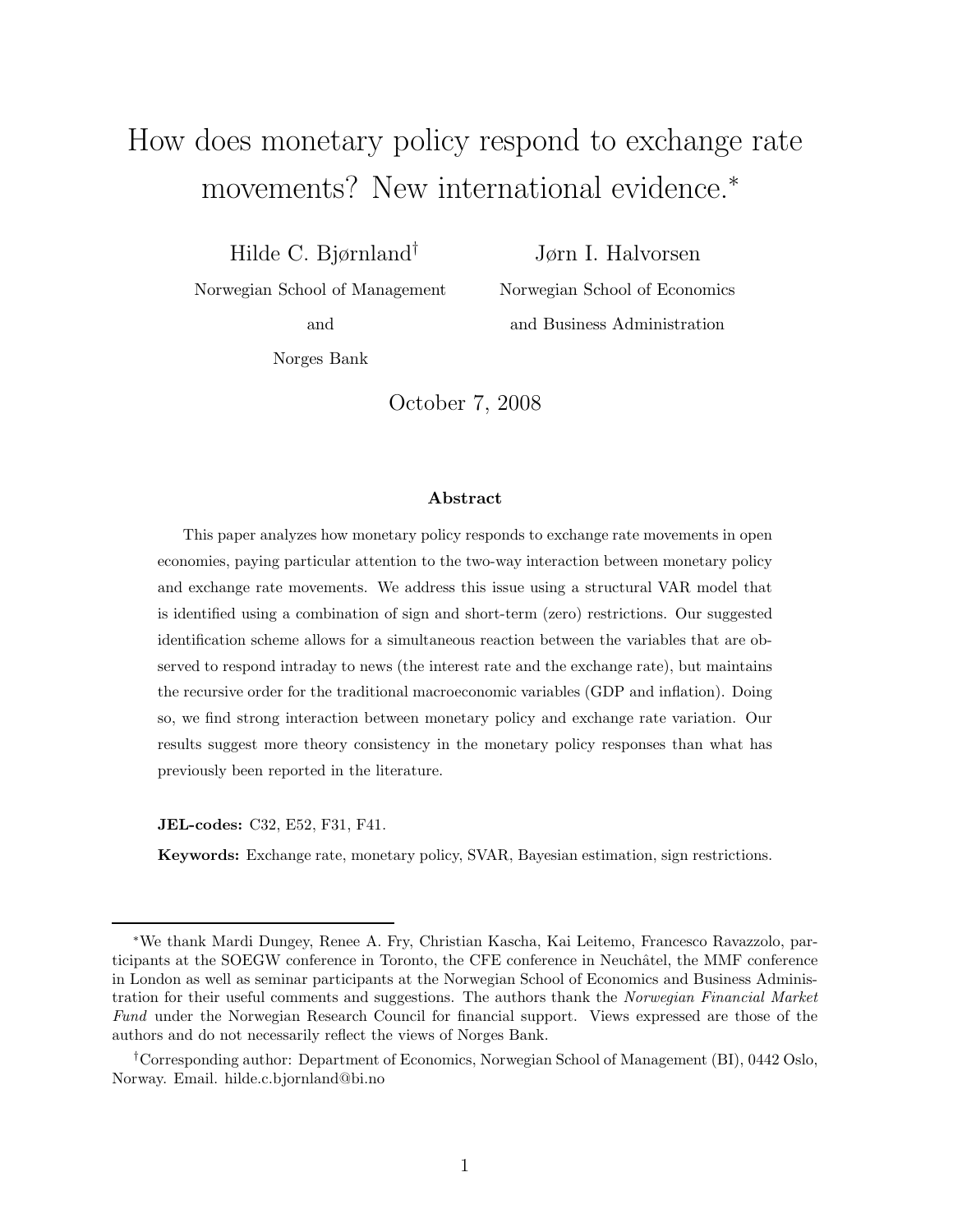# How does monetary policy respond to exchange rate movements? New international evidence.*

Hilde C. Bjørnland[†]

Norwegian School of Management

and

Norges Bank

Jørn I. Halvorsen

Norwegian School of Economics

and Business Administration

October 7, 2008

### Abstract

This paper analyzes how monetary policy responds to exchange rate movements in open economies, paying particular attention to the two-way interaction between monetary policy and exchange rate movements. We address this issue using a structural VAR model that is identified using a combination of sign and short-term (zero) restrictions. Our suggested identification scheme allows for a simultaneous reaction between the variables that are observed to respond intraday to news (the interest rate and the exchange rate), but maintains the recursive order for the traditional macroeconomic variables (GDP and inflation). Doing so, we find strong interaction between monetary policy and exchange rate variation. Our results suggest more theory consistency in the monetary policy responses than what has previously been reported in the literature.

**JEL-codes:** C32, E52, F31, F41.

**Keywords:** Exchange rate, monetary policy, SVAR, Bayesian estimation, sign restrictions.

---

*We thank Mardi Dungey, Renee A. Fry, Christian Kascha, Kai Leitemo, Francesco Ravazzolo, participants at the SOEGW conference in Toronto, the CFE conference in Neuchâtel, the MMF conference in London as well as seminar participants at the Norwegian School of Economics and Business Administration for their useful comments and suggestions. The authors thank the *Norwegian Financial Market Fund* under the Norwegian Research Council for financial support. Views expressed are those of the authors and do not necessarily reflect the views of Norges Bank.

[†]Corresponding author: Department of Economics, Norwegian School of Management (BI), 0442 Oslo, Norway. Email. hilde.c.bjornland@bi.no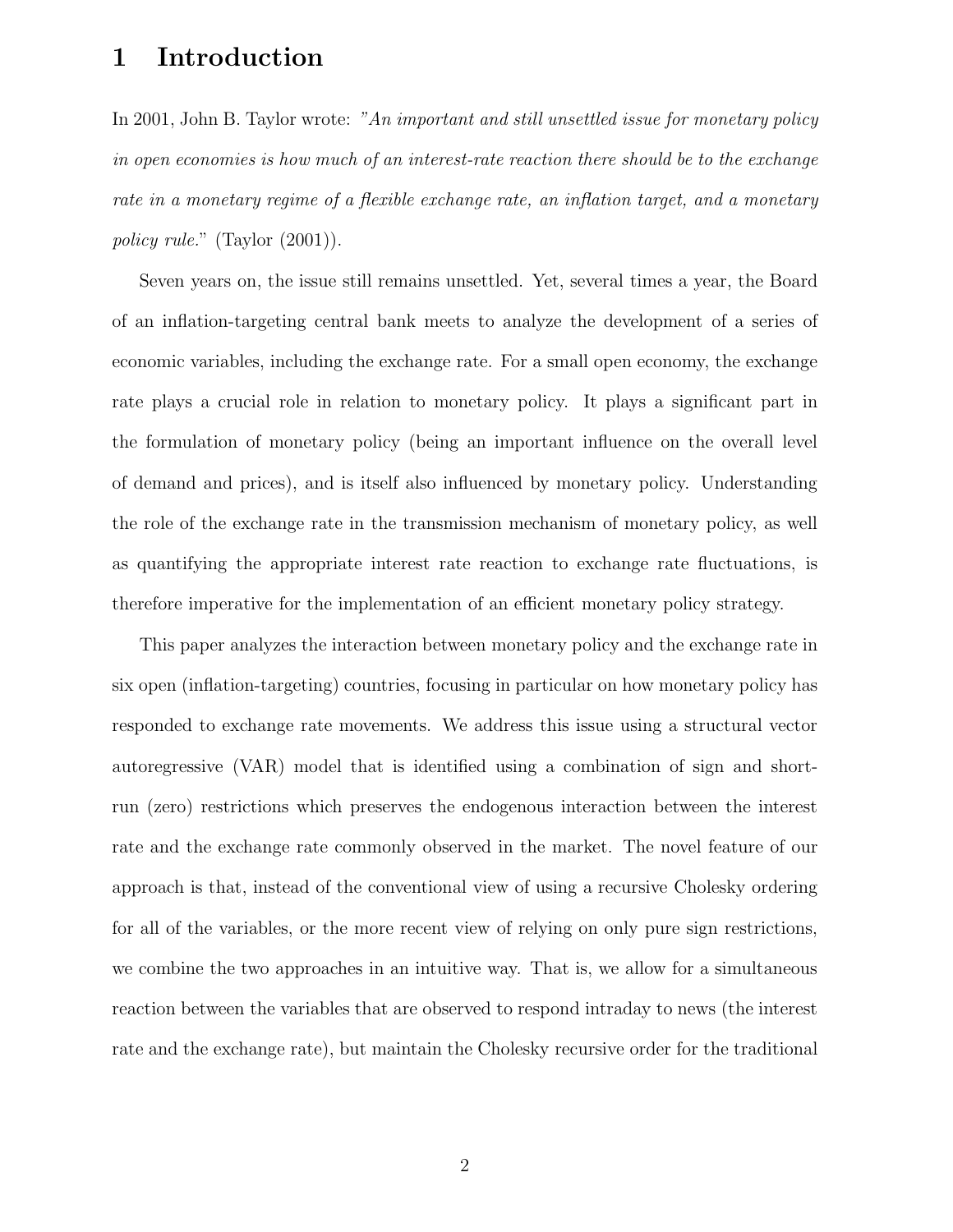# 1 Introduction

In 2001, John B. Taylor wrote: *"An important and still unsettled issue for monetary policy in open economies is how much of an interest-rate reaction there should be to the exchange rate in a monetary regime of a flexible exchange rate, an inflation target, and a monetary policy rule."* (Taylor (2001)).

Seven years on, the issue still remains unsettled. Yet, several times a year, the Board of an inflation-targeting central bank meets to analyze the development of a series of economic variables, including the exchange rate. For a small open economy, the exchange rate plays a crucial role in relation to monetary policy. It plays a significant part in the formulation of monetary policy (being an important influence on the overall level of demand and prices), and is itself also influenced by monetary policy. Understanding the role of the exchange rate in the transmission mechanism of monetary policy, as well as quantifying the appropriate interest rate reaction to exchange rate fluctuations, is therefore imperative for the implementation of an efficient monetary policy strategy.

This paper analyzes the interaction between monetary policy and the exchange rate in six open (inflation-targeting) countries, focusing in particular on how monetary policy has responded to exchange rate movements. We address this issue using a structural vector autoregressive (VAR) model that is identified using a combination of sign and short-run (zero) restrictions which preserves the endogenous interaction between the interest rate and the exchange rate commonly observed in the market. The novel feature of our approach is that, instead of the conventional view of using a recursive Cholesky ordering for all of the variables, or the more recent view of relying on only pure sign restrictions, we combine the two approaches in an intuitive way. That is, we allow for a simultaneous reaction between the variables that are observed to respond intraday to news (the interest rate and the exchange rate), but maintain the Cholesky recursive order for the traditional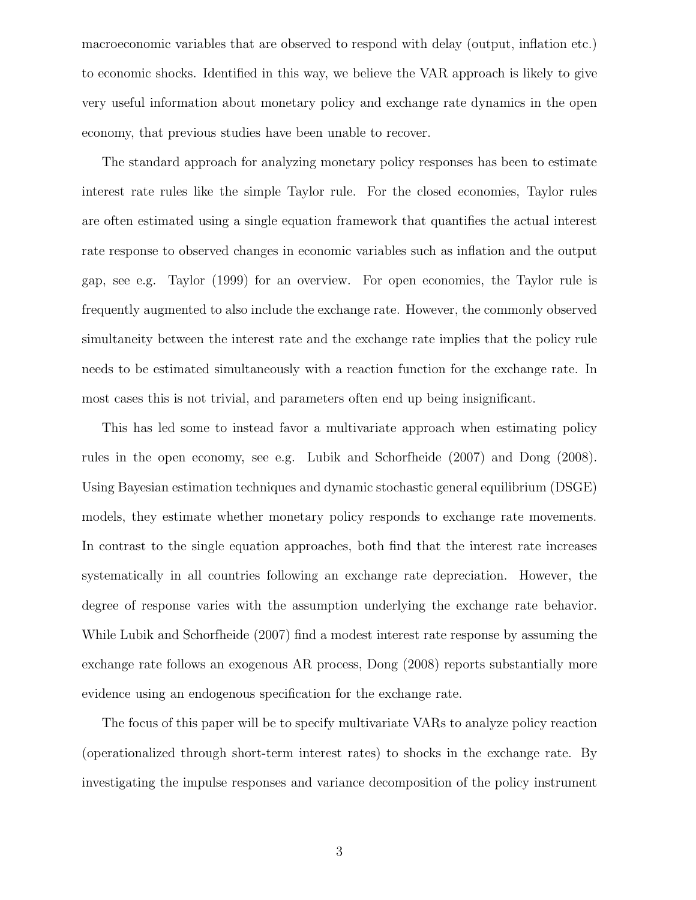macroeconomic variables that are observed to respond with delay (output, inflation etc.) to economic shocks. Identified in this way, we believe the VAR approach is likely to give very useful information about monetary policy and exchange rate dynamics in the open economy, that previous studies have been unable to recover.

The standard approach for analyzing monetary policy responses has been to estimate interest rate rules like the simple Taylor rule. For the closed economies, Taylor rules are often estimated using a single equation framework that quantifies the actual interest rate response to observed changes in economic variables such as inflation and the output gap, see e.g. Taylor (1999) for an overview. For open economies, the Taylor rule is frequently augmented to also include the exchange rate. However, the commonly observed simultaneity between the interest rate and the exchange rate implies that the policy rule needs to be estimated simultaneously with a reaction function for the exchange rate. In most cases this is not trivial, and parameters often end up being insignificant.

This has led some to instead favor a multivariate approach when estimating policy rules in the open economy, see e.g. Lubik and Schorfheide (2007) and Dong (2008). Using Bayesian estimation techniques and dynamic stochastic general equilibrium (DSGE) models, they estimate whether monetary policy responds to exchange rate movements. In contrast to the single equation approaches, both find that the interest rate increases systematically in all countries following an exchange rate depreciation. However, the degree of response varies with the assumption underlying the exchange rate behavior. While Lubik and Schorfheide (2007) find a modest interest rate response by assuming the exchange rate follows an exogenous AR process, Dong (2008) reports substantially more evidence using an endogenous specification for the exchange rate.

The focus of this paper will be to specify multivariate VARs to analyze policy reaction (operationalized through short-term interest rates) to shocks in the exchange rate. By investigating the impulse responses and variance decomposition of the policy instrument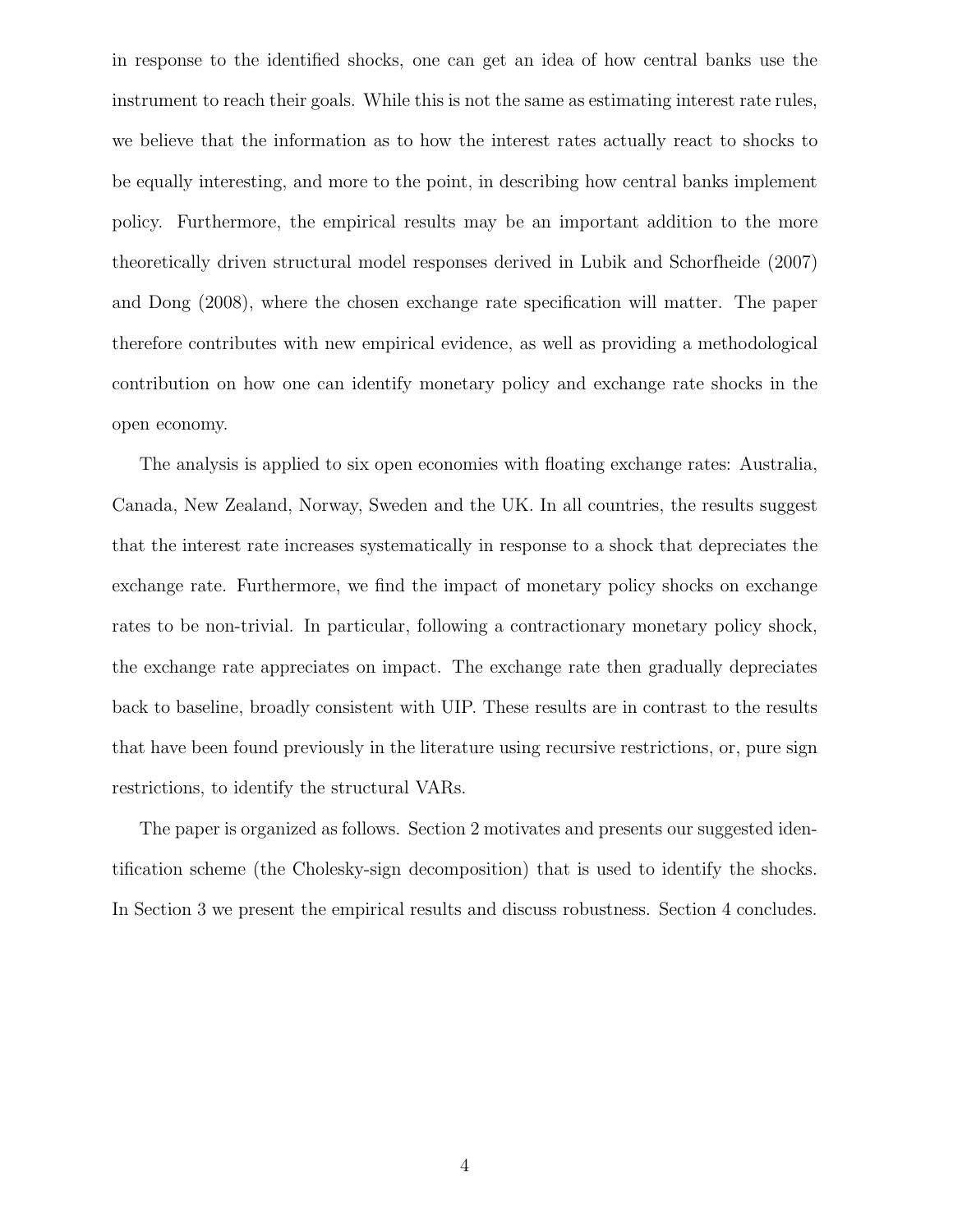in response to the identified shocks, one can get an idea of how central banks use the instrument to reach their goals. While this is not the same as estimating interest rate rules, we believe that the information as to how the interest rates actually react to shocks to be equally interesting, and more to the point, in describing how central banks implement policy. Furthermore, the empirical results may be an important addition to the more theoretically driven structural model responses derived in Lubik and Schorfheide (2007) and Dong (2008), where the chosen exchange rate specification will matter. The paper therefore contributes with new empirical evidence, as well as providing a methodological contribution on how one can identify monetary policy and exchange rate shocks in the open economy.

The analysis is applied to six open economies with floating exchange rates: Australia, Canada, New Zealand, Norway, Sweden and the UK. In all countries, the results suggest that the interest rate increases systematically in response to a shock that depreciates the exchange rate. Furthermore, we find the impact of monetary policy shocks on exchange rates to be non-trivial. In particular, following a contractionary monetary policy shock, the exchange rate appreciates on impact. The exchange rate then gradually depreciates back to baseline, broadly consistent with UIP. These results are in contrast to the results that have been found previously in the literature using recursive restrictions, or, pure sign restrictions, to identify the structural VARs.

The paper is organized as follows. Section 2 motivates and presents our suggested identification scheme (the Cholesky-sign decomposition) that is used to identify the shocks. In Section 3 we present the empirical results and discuss robustness. Section 4 concludes.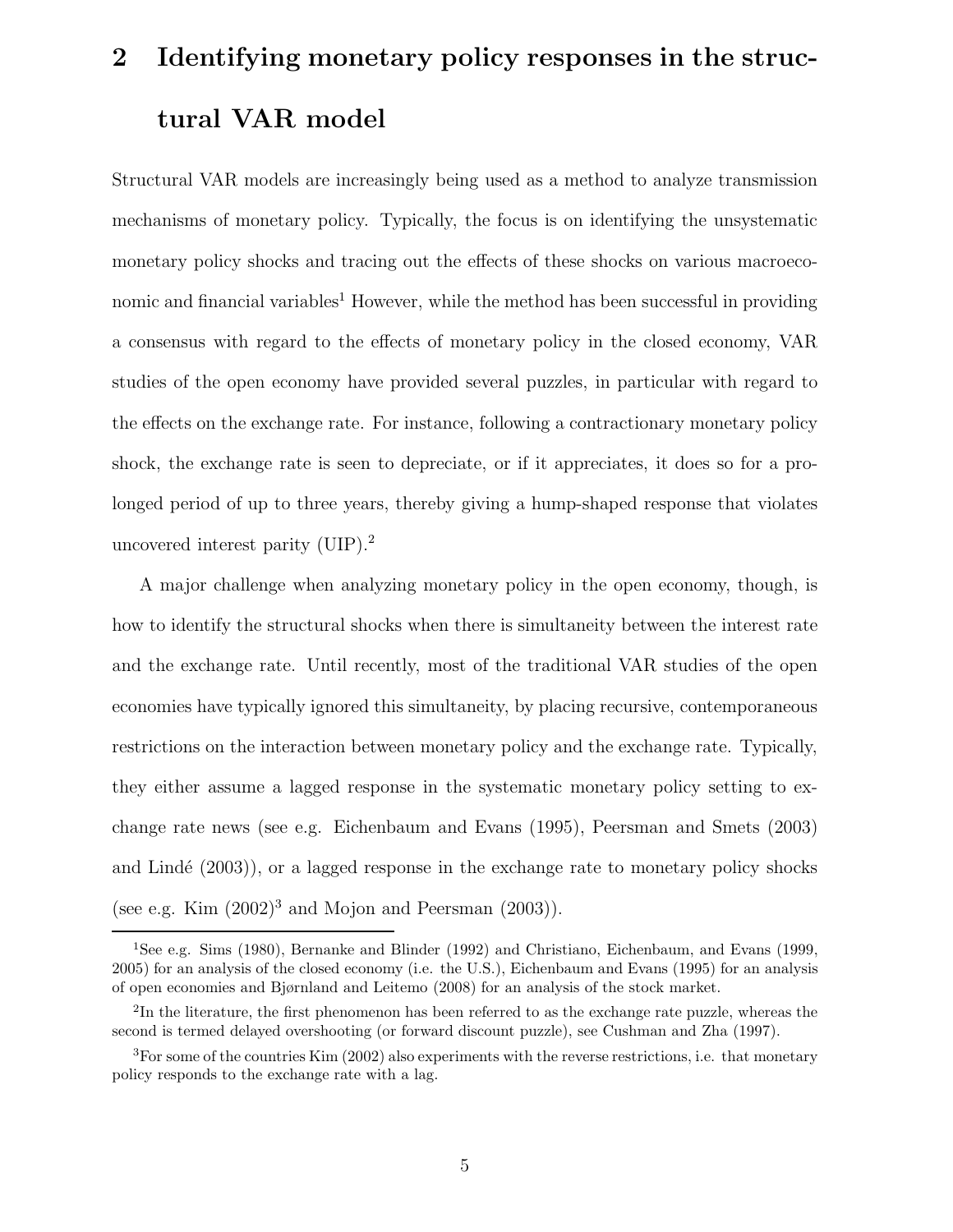## 2 Identifying monetary policy responses in the structural VAR model

Structural VAR models are increasingly being used as a method to analyze transmission mechanisms of monetary policy. Typically, the focus is on identifying the unsystematic monetary policy shocks and tracing out the effects of these shocks on various macroeconomic and financial variables[1] However, while the method has been successful in providing a consensus with regard to the effects of monetary policy in the closed economy, VAR studies of the open economy have provided several puzzles, in particular with regard to the effects on the exchange rate. For instance, following a contractionary monetary policy shock, the exchange rate is seen to depreciate, or if it appreciates, it does so for a prolonged period of up to three years, thereby giving a hump-shaped response that violates uncovered interest parity (UIP).[2]

A major challenge when analyzing monetary policy in the open economy, though, is how to identify the structural shocks when there is simultaneity between the interest rate and the exchange rate. Until recently, most of the traditional VAR studies of the open economies have typically ignored this simultaneity, by placing recursive, contemporaneous restrictions on the interaction between monetary policy and the exchange rate. Typically, they either assume a lagged response in the systematic monetary policy setting to exchange rate news (see e.g. Eichenbaum and Evans (1995), Peersman and Smets (2003) and Lindé (2003)), or a lagged response in the exchange rate to monetary policy shocks (see e.g. Kim (2002)[3] and Mojon and Peersman (2003)).

[1] See e.g. Sims (1980), Bernanke and Blinder (1992) and Christiano, Eichenbaum, and Evans (1999, 2005) for an analysis of the closed economy (i.e. the U.S.), Eichenbaum and Evans (1995) for an analysis of open economies and Bjørnland and Leitemo (2008) for an analysis of the stock market.

[2] In the literature, the first phenomenon has been referred to as the exchange rate puzzle, whereas the second is termed delayed overshooting (or forward discount puzzle), see Cushman and Zha (1997).

[3] For some of the countries Kim (2002) also experiments with the reverse restrictions, i.e. that monetary policy responds to the exchange rate with a lag.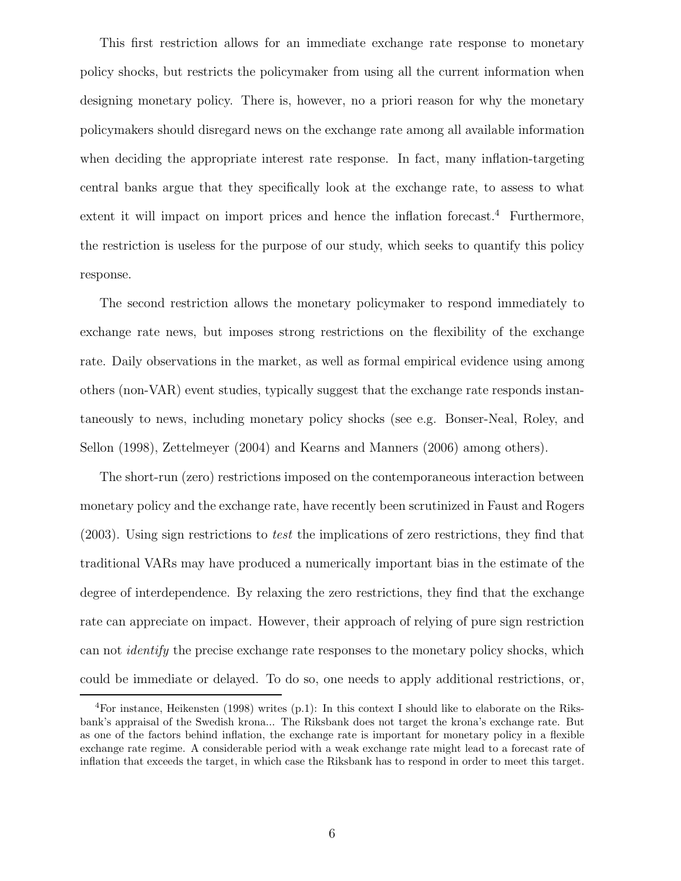This first restriction allows for an immediate exchange rate response to monetary policy shocks, but restricts the policymaker from using all the current information when designing monetary policy. There is, however, no a priori reason for why the monetary policymakers should disregard news on the exchange rate among all available information when deciding the appropriate interest rate response. In fact, many inflation-targeting central banks argue that they specifically look at the exchange rate, to assess to what extent it will impact on import prices and hence the inflation forecast.[4] Furthermore, the restriction is useless for the purpose of our study, which seeks to quantify this policy response.

The second restriction allows the monetary policymaker to respond immediately to exchange rate news, but imposes strong restrictions on the flexibility of the exchange rate. Daily observations in the market, as well as formal empirical evidence using among others (non-VAR) event studies, typically suggest that the exchange rate responds instantaneously to news, including monetary policy shocks (see e.g. Bonser-Neal, Roley, and Sellon (1998), Zettelmeyer (2004) and Kearns and Manners (2006) among others).

The short-run (zero) restrictions imposed on the contemporaneous interaction between monetary policy and the exchange rate, have recently been scrutinized in Faust and Rogers (2003). Using sign restrictions to *test* the implications of zero restrictions, they find that traditional VARs may have produced a numerically important bias in the estimate of the degree of interdependence. By relaxing the zero restrictions, they find that the exchange rate can appreciate on impact. However, their approach of relying of pure sign restriction can not *identify* the precise exchange rate responses to the monetary policy shocks, which could be immediate or delayed. To do so, one needs to apply additional restrictions, or,

[4] For instance, Heikensten (1998) writes (p.1): In this context I should like to elaborate on the Riksbank's appraisal of the Swedish krona... The Riksbank does not target the krona's exchange rate. But as one of the factors behind inflation, the exchange rate is important for monetary policy in a flexible exchange rate regime. A considerable period with a weak exchange rate might lead to a forecast rate of inflation that exceeds the target, in which case the Riksbank has to respond in order to meet this target.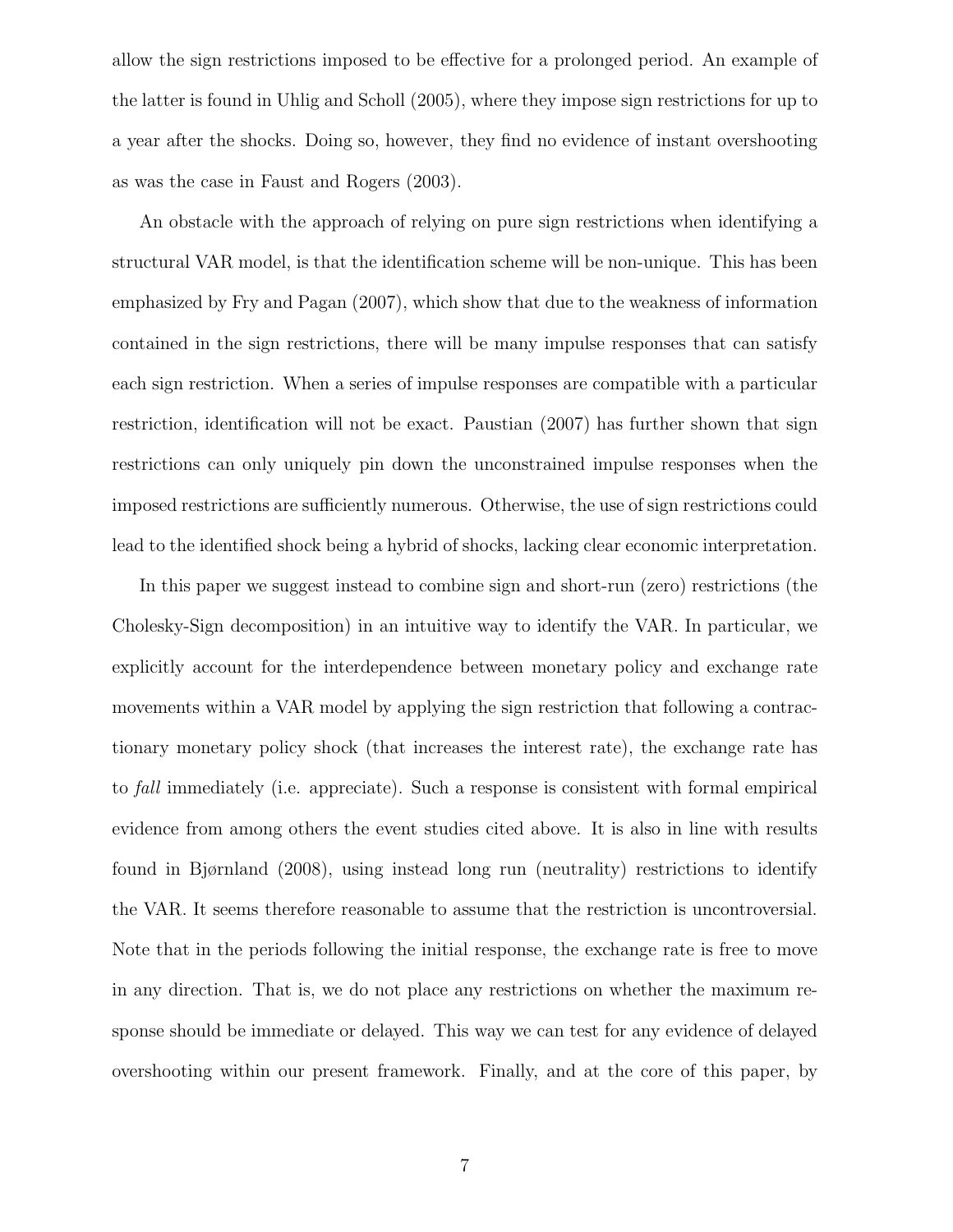allow the sign restrictions imposed to be effective for a prolonged period. An example of the latter is found in Uhlig and Scholl (2005), where they impose sign restrictions for up to a year after the shocks. Doing so, however, they find no evidence of instant overshooting as was the case in Faust and Rogers (2003).

An obstacle with the approach of relying on pure sign restrictions when identifying a structural VAR model, is that the identification scheme will be non-unique. This has been emphasized by Fry and Pagan (2007), which show that due to the weakness of information contained in the sign restrictions, there will be many impulse responses that can satisfy each sign restriction. When a series of impulse responses are compatible with a particular restriction, identification will not be exact. Paustian (2007) has further shown that sign restrictions can only uniquely pin down the unconstrained impulse responses when the imposed restrictions are sufficiently numerous. Otherwise, the use of sign restrictions could lead to the identified shock being a hybrid of shocks, lacking clear economic interpretation.

In this paper we suggest instead to combine sign and short-run (zero) restrictions (the Cholesky-Sign decomposition) in an intuitive way to identify the VAR. In particular, we explicitly account for the interdependence between monetary policy and exchange rate movements within a VAR model by applying the sign restriction that following a contractionary monetary policy shock (that increases the interest rate), the exchange rate has to *fall* immediately (i.e. appreciate). Such a response is consistent with formal empirical evidence from among others the event studies cited above. It is also in line with results found in Bjørnland (2008), using instead long run (neutrality) restrictions to identify the VAR. It seems therefore reasonable to assume that the restriction is uncontroversial. Note that in the periods following the initial response, the exchange rate is free to move in any direction. That is, we do not place any restrictions on whether the maximum response should be immediate or delayed. This way we can test for any evidence of delayed overshooting within our present framework. Finally, and at the core of this paper, by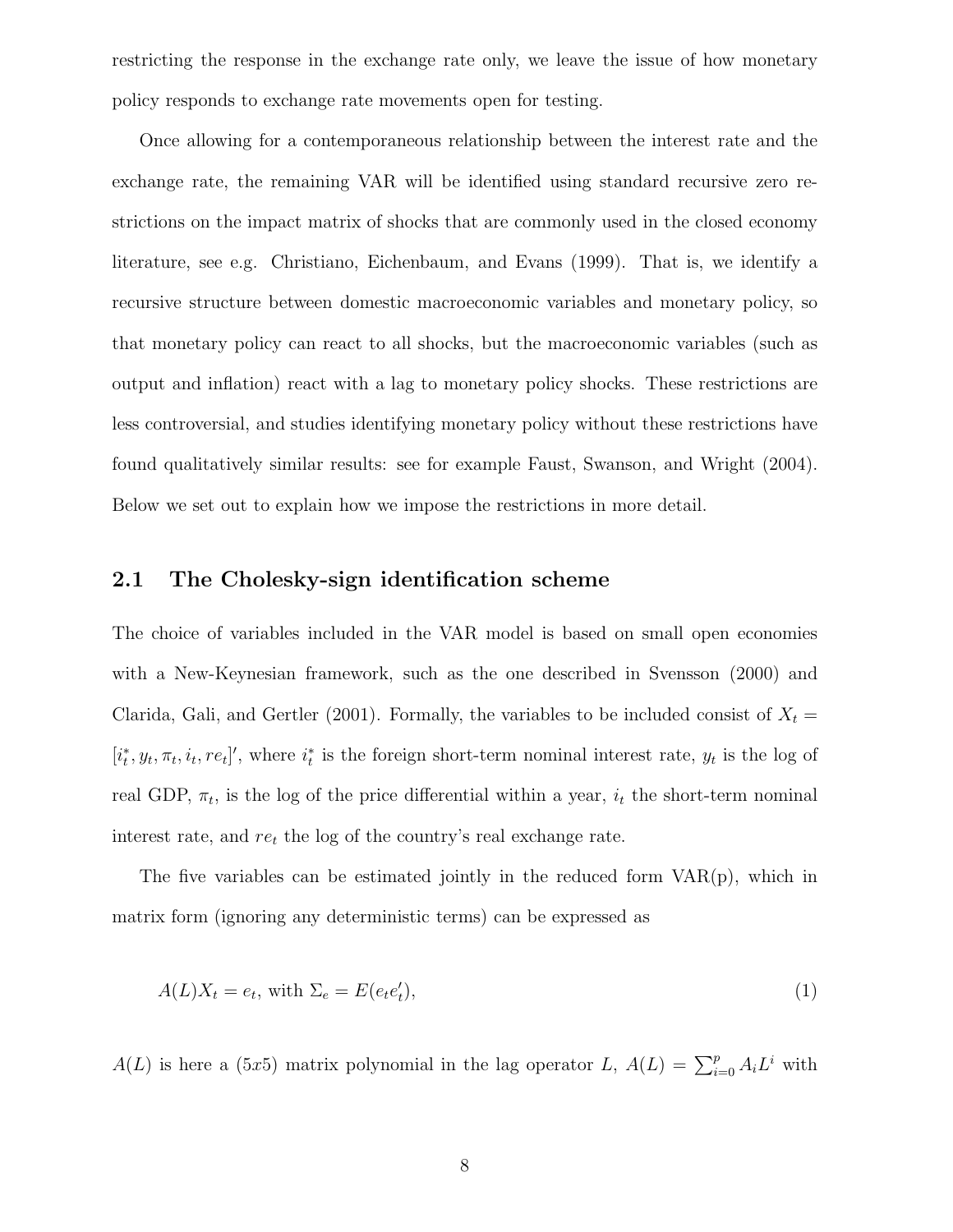restricting the response in the exchange rate only, we leave the issue of how monetary policy responds to exchange rate movements open for testing.

Once allowing for a contemporaneous relationship between the interest rate and the exchange rate, the remaining VAR will be identified using standard recursive zero restrictions on the impact matrix of shocks that are commonly used in the closed economy literature, see e.g. Christiano, Eichenbaum, and Evans (1999). That is, we identify a recursive structure between domestic macroeconomic variables and monetary policy, so that monetary policy can react to all shocks, but the macroeconomic variables (such as output and inflation) react with a lag to monetary policy shocks. These restrictions are less controversial, and studies identifying monetary policy without these restrictions have found qualitatively similar results: see for example Faust, Swanson, and Wright (2004). Below we set out to explain how we impose the restrictions in more detail.

## 2.1 The Cholesky-sign identification scheme

The choice of variables included in the VAR model is based on small open economies with a New-Keynesian framework, such as the one described in Svensson (2000) and Clarida, Gali, and Gertler (2001). Formally, the variables to be included consist of $X_t = [i_t^*, y_t, \pi_t, i_t, re_t]'$, where $i_t^*$ is the foreign short-term nominal interest rate, $y_t$ is the log of real GDP, $\pi_t$, is the log of the price differential within a year, $i_t$ the short-term nominal interest rate, and $re_t$ the log of the country's real exchange rate.

The five variables can be estimated jointly in the reduced form VAR(p), which in matrix form (ignoring any deterministic terms) can be expressed as

$$A(L)X_t = e_t, \text{ with } \Sigma_e = E(e_t e_t'), \tag{1}$$

$A(L)$ is here a (5x5) matrix polynomial in the lag operator $L$, $A(L) = \sum_{i=0}^{p} A_i L^i$ with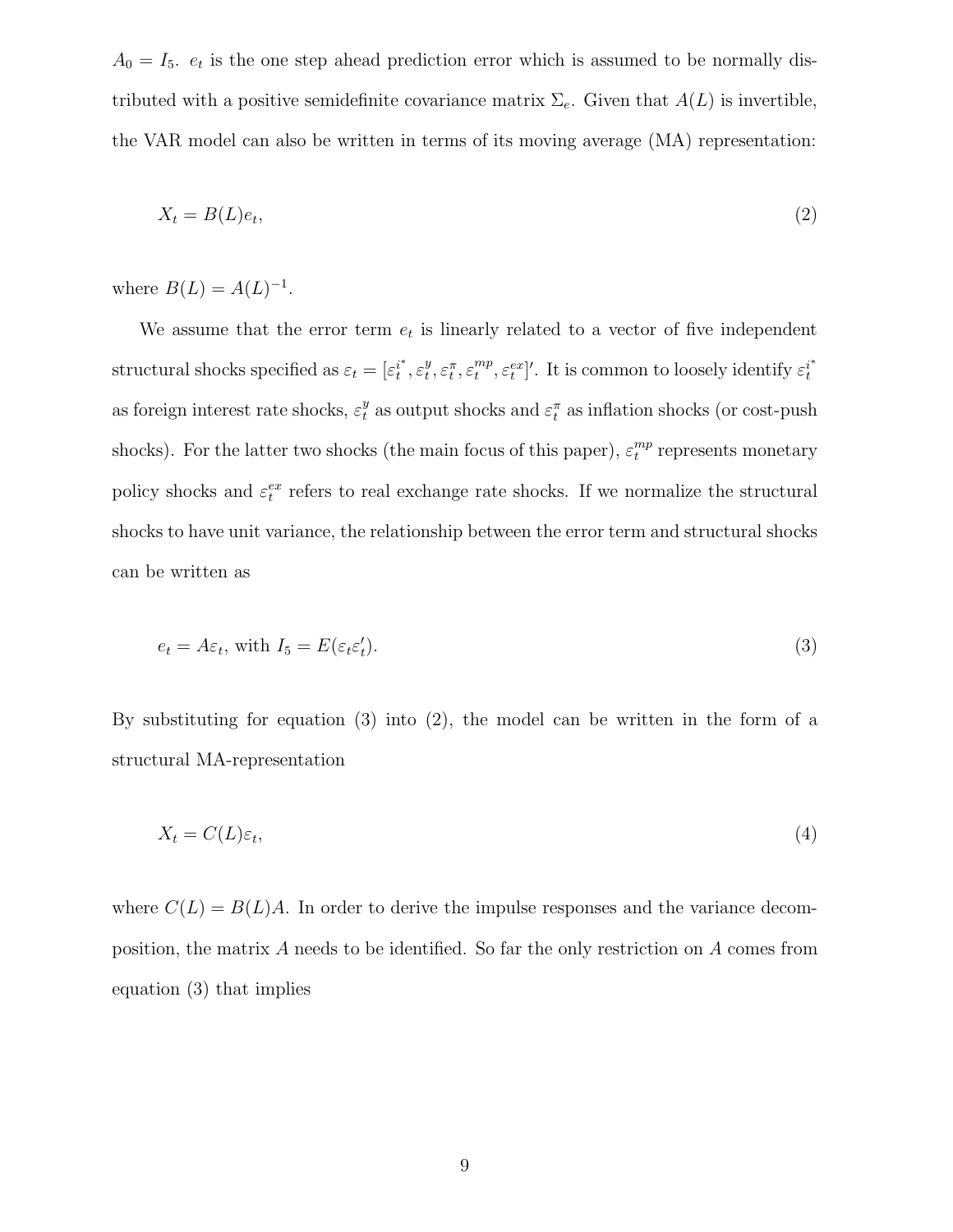$A_0 = I_5$. $e_t$ is the one step ahead prediction error which is assumed to be normally distributed with a positive semidefinite covariance matrix $\Sigma_e$. Given that $A(L)$ is invertible, the VAR model can also be written in terms of its moving average (MA) representation:

$$X_t = B(L)e_t, \tag{2}$$

where $B(L) = A(L)^{-1}$.

We assume that the error term $e_t$ is linearly related to a vector of five independent structural shocks specified as $\varepsilon_t = [\varepsilon_t^{i^*}, \varepsilon_t^{y}, \varepsilon_t^{\pi}, \varepsilon_t^{mp}, \varepsilon_t^{ex}]'$. It is common to loosely identify $\varepsilon_t^{i^*}$ as foreign interest rate shocks, $\varepsilon_t^{y}$ as output shocks and $\varepsilon_t^{\pi}$ as inflation shocks (or cost-push shocks). For the latter two shocks (the main focus of this paper), $\varepsilon_t^{mp}$ represents monetary policy shocks and $\varepsilon_t^{ex}$ refers to real exchange rate shocks. If we normalize the structural shocks to have unit variance, the relationship between the error term and structural shocks can be written as

$$e_t = A\varepsilon_t, \text{ with } I_5 = E(\varepsilon_t \varepsilon_t'). \tag{3}$$

By substituting for equation (3) into (2), the model can be written in the form of a structural MA-representation

$$X_t = C(L)\varepsilon_t, \tag{4}$$

where $C(L) = B(L)A$. In order to derive the impulse responses and the variance decomposition, the matrix $A$ needs to be identified. So far the only restriction on $A$ comes from equation (3) that implies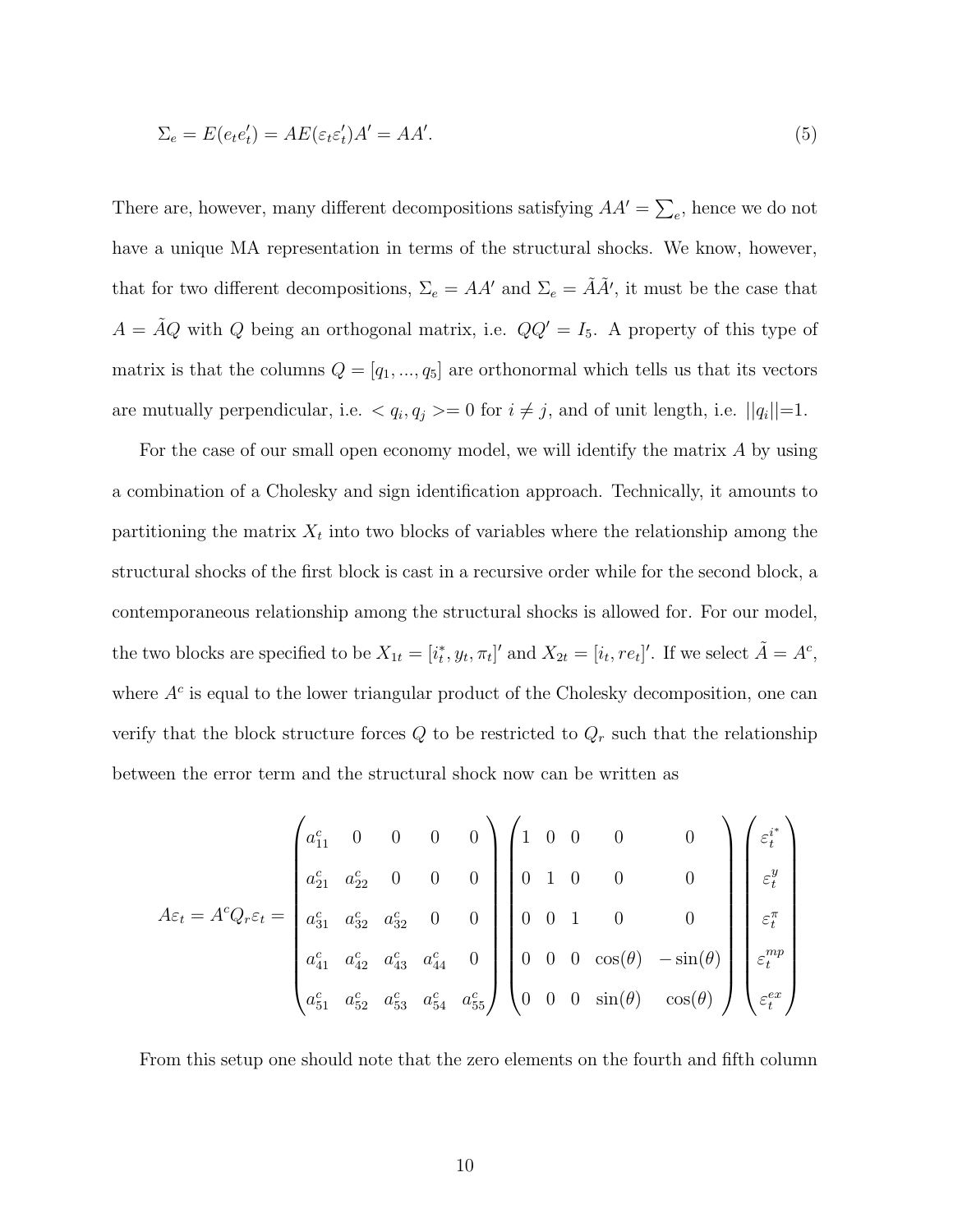$$\Sigma_e = E(e_t e_t') = AE(\varepsilon_t \varepsilon_t')A' = AA'. \tag{5}$$

There are, however, many different decompositions satisfying $AA' = \sum_e$, hence we do not have a unique MA representation in terms of the structural shocks. We know, however, that for two different decompositions, $\Sigma_e = AA'$ and $\Sigma_e = \tilde{A}\tilde{A}'$, it must be the case that $A = \tilde{A}Q$ with $Q$ being an orthogonal matrix, i.e. $QQ' = I_5$. A property of this type of matrix is that the columns $Q = [q_1, ..., q_5]$ are orthonormal which tells us that its vectors are mutually perpendicular, i.e. $< q_i, q_j >= 0$ for $i \neq j$, and of unit length, i.e. $||q_i||$=1.

For the case of our small open economy model, we will identify the matrix $A$ by using a combination of a Cholesky and sign identification approach. Technically, it amounts to partitioning the matrix $X_t$ into two blocks of variables where the relationship among the structural shocks of the first block is cast in a recursive order while for the second block, a contemporaneous relationship among the structural shocks is allowed for. For our model, the two blocks are specified to be $X_{1t} = [i_t^*, y_t, \pi_t]'$ and $X_{2t} = [i_t, re_t]'$. If we select $\tilde{A} = A^c$, where $A^c$ is equal to the lower triangular product of the Cholesky decomposition, one can verify that the block structure forces $Q$ to be restricted to $Q_r$ such that the relationship between the error term and the structural shock now can be written as

$$A\varepsilon_t = A^c Q_r \varepsilon_t = \begin{pmatrix} a_{11}^c & 0 & 0 & 0 & 0 \\ a_{21}^c & a_{22}^c & 0 & 0 & 0 \\ a_{31}^c & a_{32}^c & a_{32}^c & 0 & 0 \\ a_{41}^c & a_{42}^c & a_{43}^c & a_{44}^c & 0 \\ a_{51}^c & a_{52}^c & a_{53}^c & a_{54}^c & a_{55}^c \end{pmatrix} \begin{pmatrix} 1 & 0 & 0 & 0 & 0 \\ 0 & 1 & 0 & 0 & 0 \\ 0 & 0 & 1 & 0 & 0 \\ 0 & 0 & 0 & \cos(\theta) & -\sin(\theta) \\ 0 & 0 & 0 & \sin(\theta) & \cos(\theta) \end{pmatrix} \begin{pmatrix} \varepsilon_t^{i^*} \\ \varepsilon_t^{y} \\ \varepsilon_t^{\pi} \\ \varepsilon_t^{mp} \\ \varepsilon_t^{ex} \end{pmatrix}$$

From this setup one should note that the zero elements on the fourth and fifth column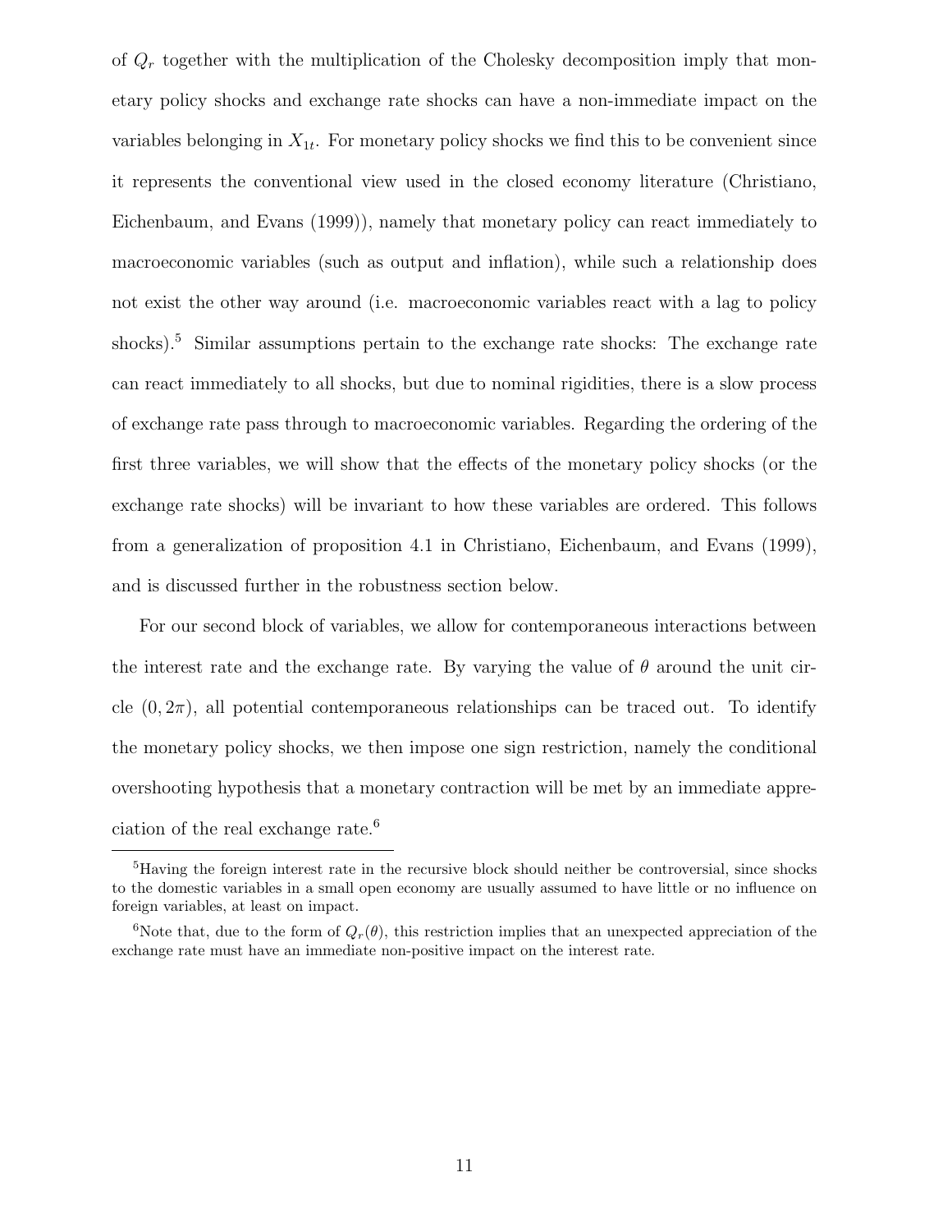of $Q_r$ together with the multiplication of the Cholesky decomposition imply that monetary policy shocks and exchange rate shocks can have a non-immediate impact on the variables belonging in $X_{1t}$. For monetary policy shocks we find this to be convenient since it represents the conventional view used in the closed economy literature (Christiano, Eichenbaum, and Evans (1999)), namely that monetary policy can react immediately to macroeconomic variables (such as output and inflation), while such a relationship does not exist the other way around (i.e. macroeconomic variables react with a lag to policy shocks).[5] Similar assumptions pertain to the exchange rate shocks: The exchange rate can react immediately to all shocks, but due to nominal rigidities, there is a slow process of exchange rate pass through to macroeconomic variables. Regarding the ordering of the first three variables, we will show that the effects of the monetary policy shocks (or the exchange rate shocks) will be invariant to how these variables are ordered. This follows from a generalization of proposition 4.1 in Christiano, Eichenbaum, and Evans (1999), and is discussed further in the robustness section below.

For our second block of variables, we allow for contemporaneous interactions between the interest rate and the exchange rate. By varying the value of $\theta$ around the unit circle $(0, 2\pi)$, all potential contemporaneous relationships can be traced out. To identify the monetary policy shocks, we then impose one sign restriction, namely the conditional overshooting hypothesis that a monetary contraction will be met by an immediate appreciation of the real exchange rate.[6]

[5] Having the foreign interest rate in the recursive block should neither be controversial, since shocks to the domestic variables in a small open economy are usually assumed to have little or no influence on foreign variables, at least on impact.

[6] Note that, due to the form of $Q_r(\theta)$, this restriction implies that an unexpected appreciation of the exchange rate must have an immediate non-positive impact on the interest rate.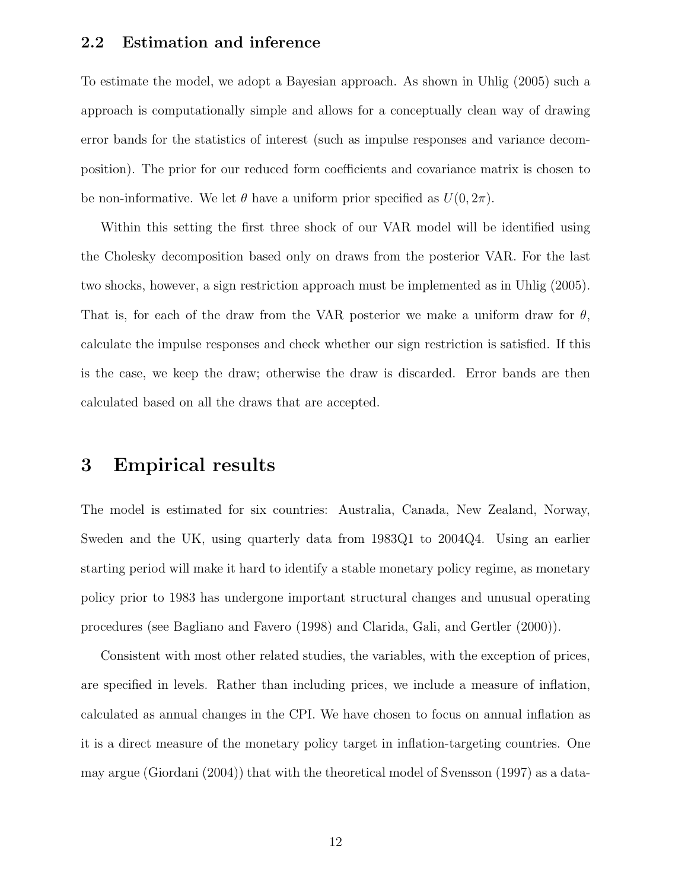### 2.2 Estimation and inference

To estimate the model, we adopt a Bayesian approach. As shown in Uhlig (2005) such a approach is computationally simple and allows for a conceptually clean way of drawing error bands for the statistics of interest (such as impulse responses and variance decomposition). The prior for our reduced form coefficients and covariance matrix is chosen to be non-informative. We let $\theta$ have a uniform prior specified as $U(0, 2\pi)$.

Within this setting the first three shock of our VAR model will be identified using the Cholesky decomposition based only on draws from the posterior VAR. For the last two shocks, however, a sign restriction approach must be implemented as in Uhlig (2005). That is, for each of the draw from the VAR posterior we make a uniform draw for $\theta$, calculate the impulse responses and check whether our sign restriction is satisfied. If this is the case, we keep the draw; otherwise the draw is discarded. Error bands are then calculated based on all the draws that are accepted.

# 3 Empirical results

The model is estimated for six countries: Australia, Canada, New Zealand, Norway, Sweden and the UK, using quarterly data from 1983Q1 to 2004Q4. Using an earlier starting period will make it hard to identify a stable monetary policy regime, as monetary policy prior to 1983 has undergone important structural changes and unusual operating procedures (see Bagliano and Favero (1998) and Clarida, Gali, and Gertler (2000)).

Consistent with most other related studies, the variables, with the exception of prices, are specified in levels. Rather than including prices, we include a measure of inflation, calculated as annual changes in the CPI. We have chosen to focus on annual inflation as it is a direct measure of the monetary policy target in inflation-targeting countries. One may argue (Giordani (2004)) that with the theoretical model of Svensson (1997) as a data-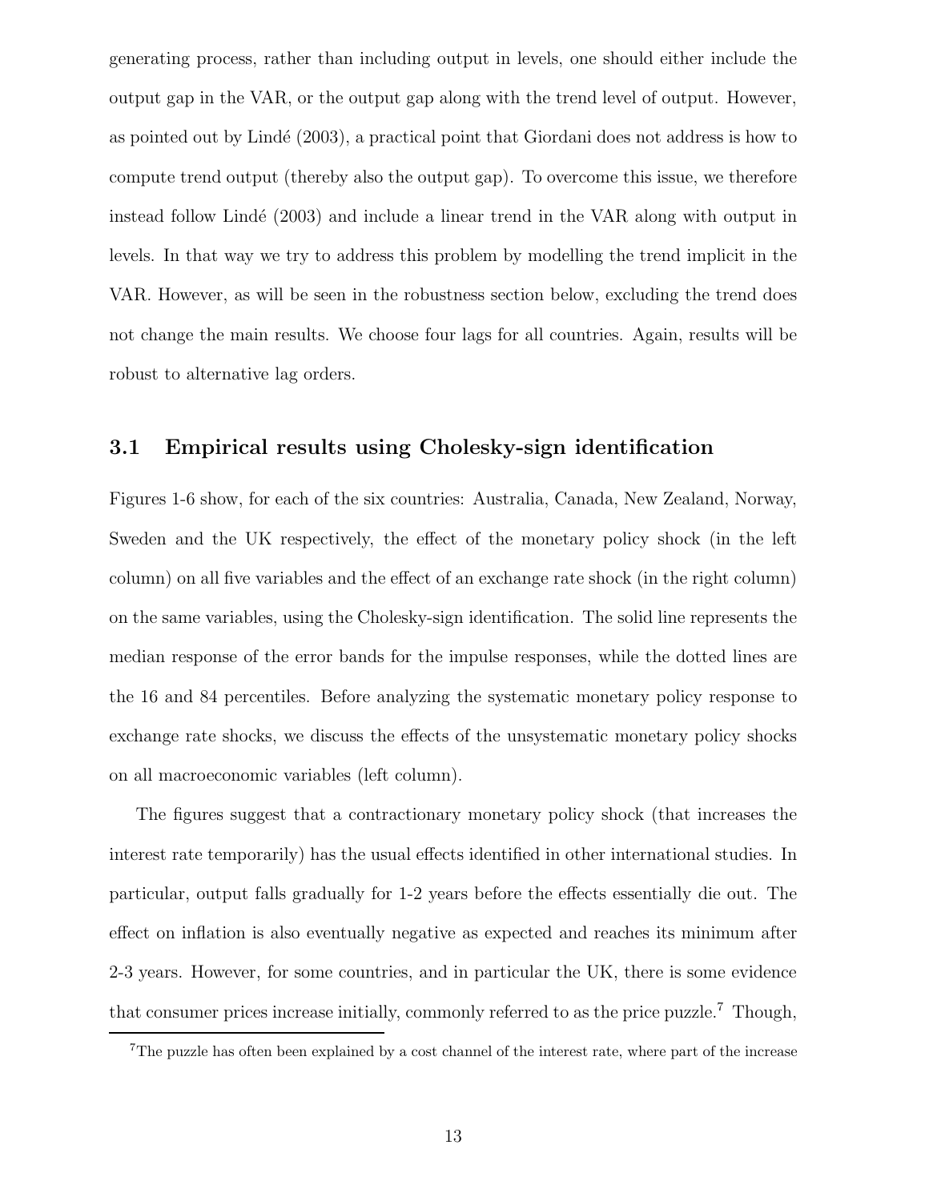generating process, rather than including output in levels, one should either include the output gap in the VAR, or the output gap along with the trend level of output. However, as pointed out by Lindé (2003), a practical point that Giordani does not address is how to compute trend output (thereby also the output gap). To overcome this issue, we therefore instead follow Lindé (2003) and include a linear trend in the VAR along with output in levels. In that way we try to address this problem by modelling the trend implicit in the VAR. However, as will be seen in the robustness section below, excluding the trend does not change the main results. We choose four lags for all countries. Again, results will be robust to alternative lag orders.

### 3.1 Empirical results using Cholesky-sign identification

Figures 1-6 show, for each of the six countries: Australia, Canada, New Zealand, Norway, Sweden and the UK respectively, the effect of the monetary policy shock (in the left column) on all five variables and the effect of an exchange rate shock (in the right column) on the same variables, using the Cholesky-sign identification. The solid line represents the median response of the error bands for the impulse responses, while the dotted lines are the 16 and 84 percentiles. Before analyzing the systematic monetary policy response to exchange rate shocks, we discuss the effects of the unsystematic monetary policy shocks on all macroeconomic variables (left column).

The figures suggest that a contractionary monetary policy shock (that increases the interest rate temporarily) has the usual effects identified in other international studies. In particular, output falls gradually for 1-2 years before the effects essentially die out. The effect on inflation is also eventually negative as expected and reaches its minimum after 2-3 years. However, for some countries, and in particular the UK, there is some evidence that consumer prices increase initially, commonly referred to as the price puzzle.[7] Though,

[7] The puzzle has often been explained by a cost channel of the interest rate, where part of the increase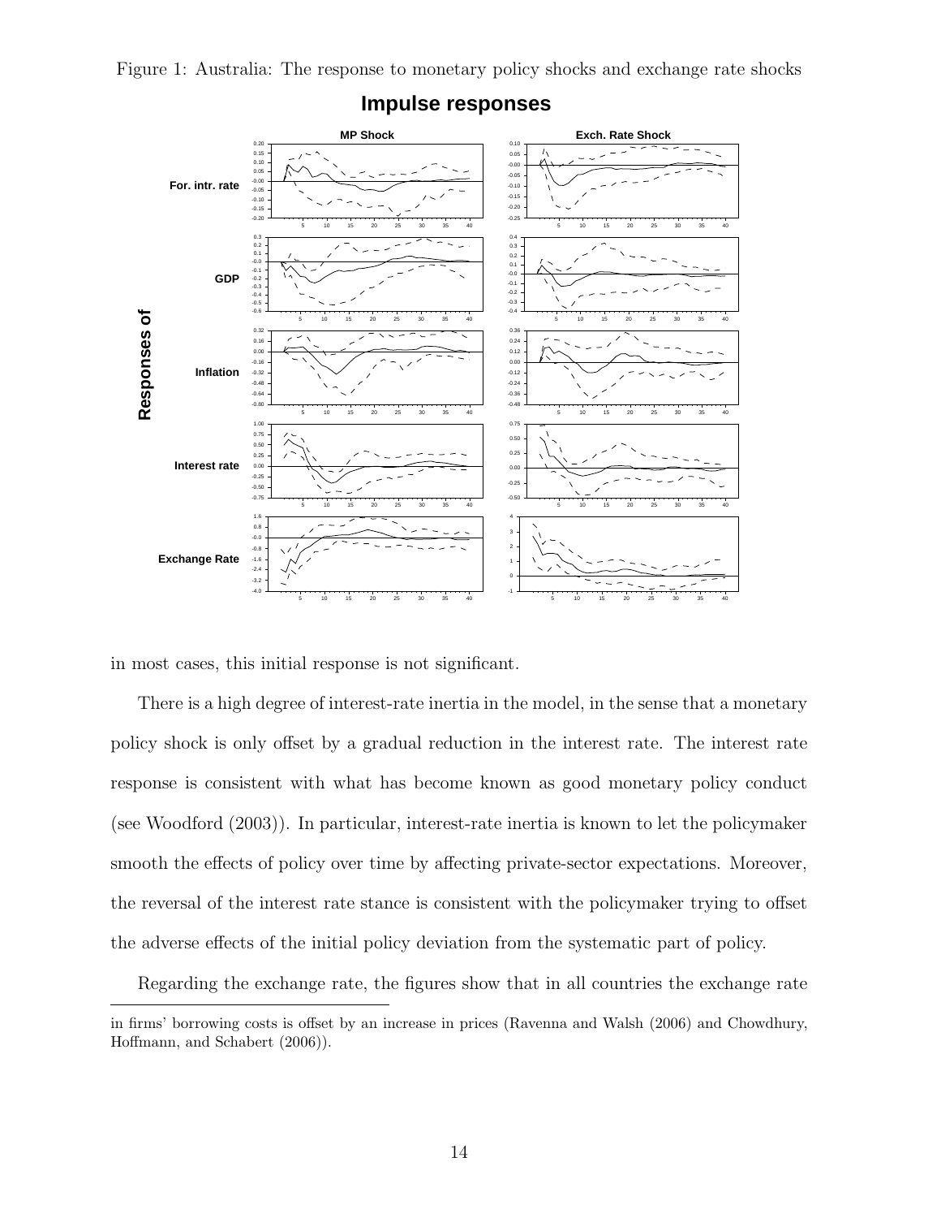Figure 1: Australia: The response to monetary policy shocks and exchange rate shocks

**Impulse responses**

MP Shock

Exch. Rate Shock

Responses of

For. intr. rate

GDP

Inflation

Interest rate

Exchange Rate

in most cases, this initial response is not significant.

There is a high degree of interest-rate inertia in the model, in the sense that a monetary policy shock is only offset by a gradual reduction in the interest rate. The interest rate response is consistent with what has become known as good monetary policy conduct (see Woodford (2003)). In particular, interest-rate inertia is known to let the policymaker smooth the effects of policy over time by affecting private-sector expectations. Moreover, the reversal of the interest rate stance is consistent with the policymaker trying to offset the adverse effects of the initial policy deviation from the systematic part of policy.

Regarding the exchange rate, the figures show that in all countries the exchange rate

in firms' borrowing costs is offset by an increase in prices (Ravenna and Walsh (2006) and Chowdhury, Hoffmann, and Schabert (2006)).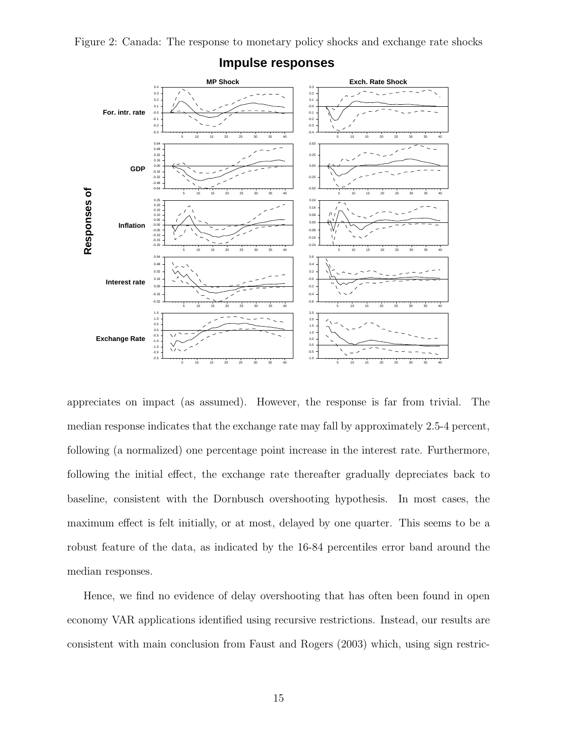Figure 2: Canada: The response to monetary policy shocks and exchange rate shocks

Impulse responses

MP Shock

Exch. Rate Shock

Responses of

For. intr. rate

GDP

Inflation

Interest rate

Exchange Rate

appreciates on impact (as assumed). However, the response is far from trivial. The median response indicates that the exchange rate may fall by approximately 2.5-4 percent, following (a normalized) one percentage point increase in the interest rate. Furthermore, following the initial effect, the exchange rate thereafter gradually depreciates back to baseline, consistent with the Dornbusch overshooting hypothesis. In most cases, the maximum effect is felt initially, or at most, delayed by one quarter. This seems to be a robust feature of the data, as indicated by the 16-84 percentiles error band around the median responses.

Hence, we find no evidence of delay overshooting that has often been found in open economy VAR applications identified using recursive restrictions. Instead, our results are consistent with main conclusion from Faust and Rogers (2003) which, using sign restric-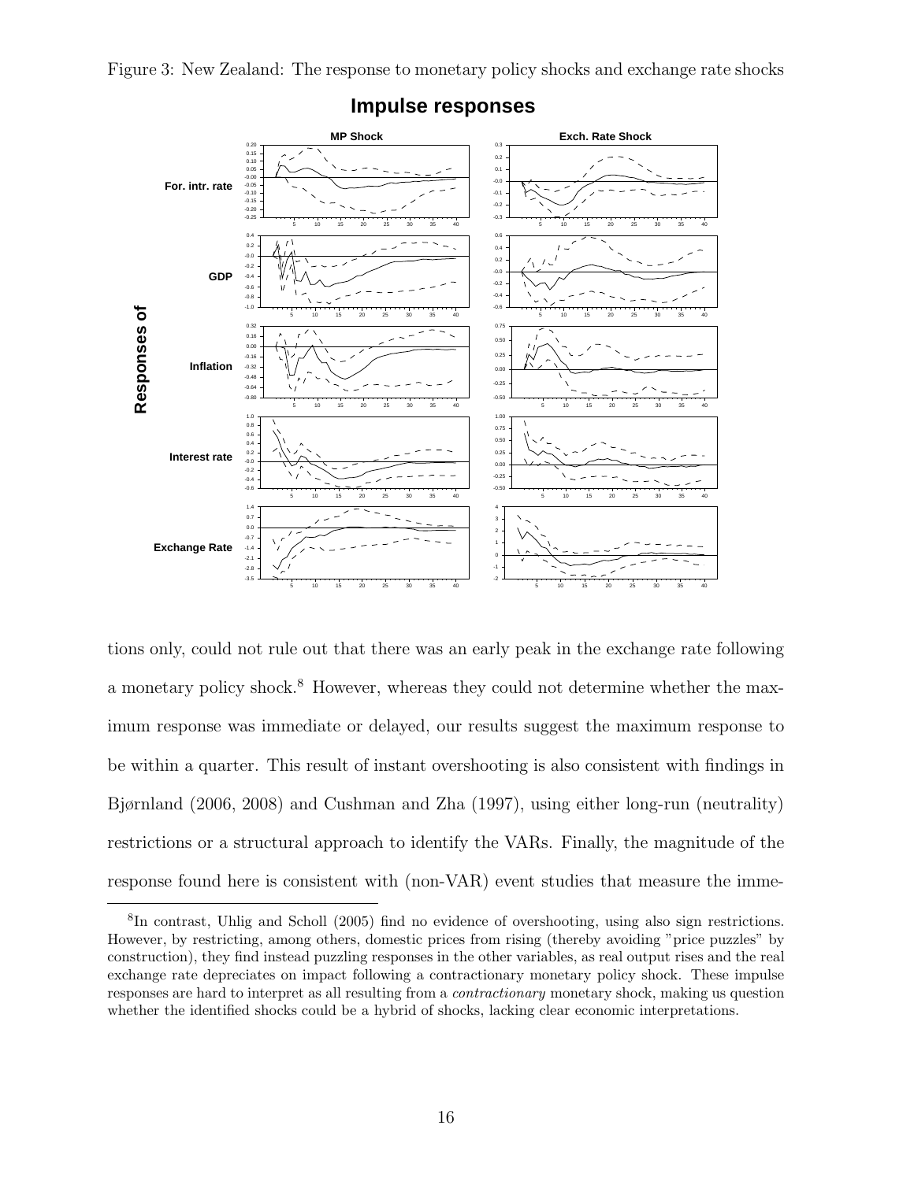Figure 3: New Zealand: The response to monetary policy shocks and exchange rate shocks

tions only, could not rule out that there was an early peak in the exchange rate following a monetary policy shock.[8] However, whereas they could not determine whether the maximum response was immediate or delayed, our results suggest the maximum response to be within a quarter. This result of instant overshooting is also consistent with findings in Bjørnland (2006, 2008) and Cushman and Zha (1997), using either long-run (neutrality) restrictions or a structural approach to identify the VARs. Finally, the magnitude of the response found here is consistent with (non-VAR) event studies that measure the imme-

[8]In contrast, Uhlig and Scholl (2005) find no evidence of overshooting, using also sign restrictions. However, by restricting, among others, domestic prices from rising (thereby avoiding "price puzzles" by construction), they find instead puzzling responses in the other variables, as real output rises and the real exchange rate depreciates on impact following a contractionary monetary policy shock. These impulse responses are hard to interpret as all resulting from a *contractionary* monetary shock, making us question whether the identified shocks could be a hybrid of shocks, lacking clear economic interpretations.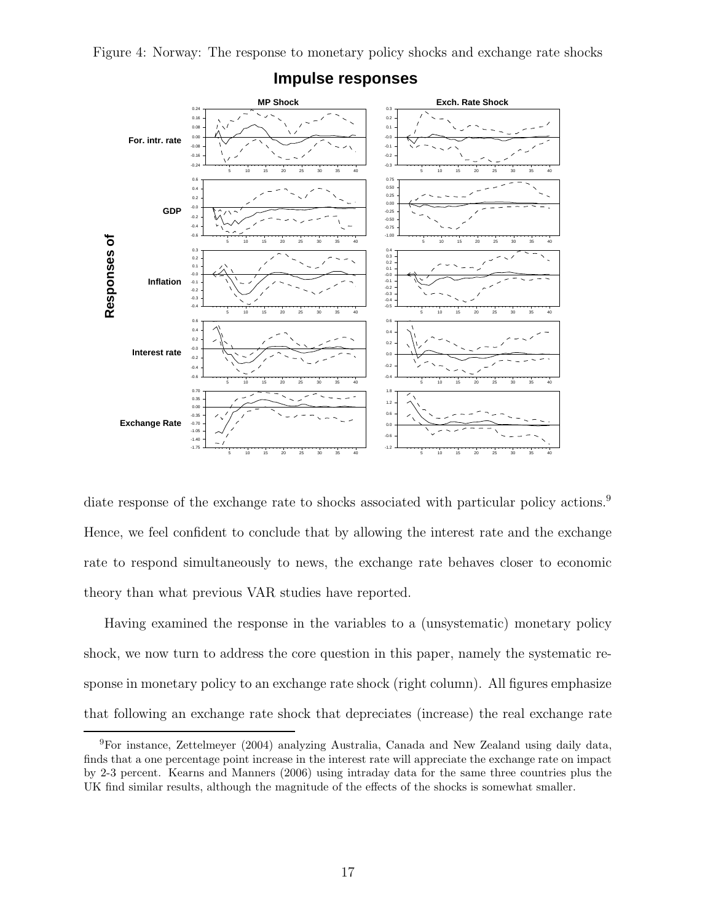Figure 4: Norway: The response to monetary policy shocks and exchange rate shocks

diate response of the exchange rate to shocks associated with particular policy actions.[9] Hence, we feel confident to conclude that by allowing the interest rate and the exchange rate to respond simultaneously to news, the exchange rate behaves closer to economic theory than what previous VAR studies have reported.

Having examined the response in the variables to a (unsystematic) monetary policy shock, we now turn to address the core question in this paper, namely the systematic response in monetary policy to an exchange rate shock (right column). All figures emphasize that following an exchange rate shock that depreciates (increase) the real exchange rate

[9]For instance, Zettelmeyer (2004) analyzing Australia, Canada and New Zealand using daily data, finds that a one percentage point increase in the interest rate will appreciate the exchange rate on impact by 2-3 percent. Kearns and Manners (2006) using intraday data for the same three countries plus the UK find similar results, although the magnitude of the effects of the shocks is somewhat smaller.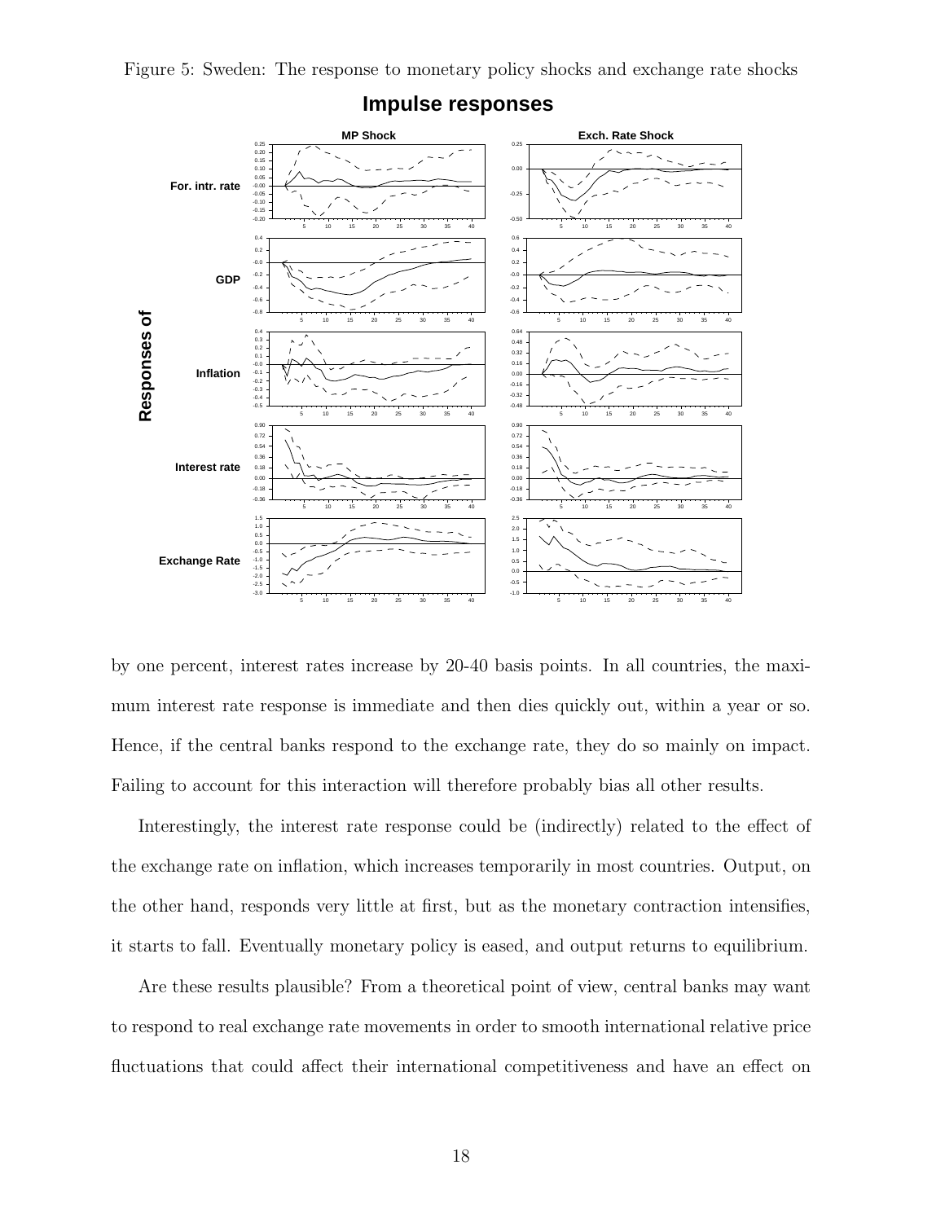Figure 5: Sweden: The response to monetary policy shocks and exchange rate shocks

Impulse responses

MP Shock

Exch. Rate Shock

Responses of

For. intr. rate

GDP

Inflation

Interest rate

Exchange Rate

by one percent, interest rates increase by 20-40 basis points. In all countries, the maximum interest rate response is immediate and then dies quickly out, within a year or so. Hence, if the central banks respond to the exchange rate, they do so mainly on impact. Failing to account for this interaction will therefore probably bias all other results.

Interestingly, the interest rate response could be (indirectly) related to the effect of the exchange rate on inflation, which increases temporarily in most countries. Output, on the other hand, responds very little at first, but as the monetary contraction intensifies, it starts to fall. Eventually monetary policy is eased, and output returns to equilibrium.

Are these results plausible? From a theoretical point of view, central banks may want to respond to real exchange rate movements in order to smooth international relative price fluctuations that could affect their international competitiveness and have an effect on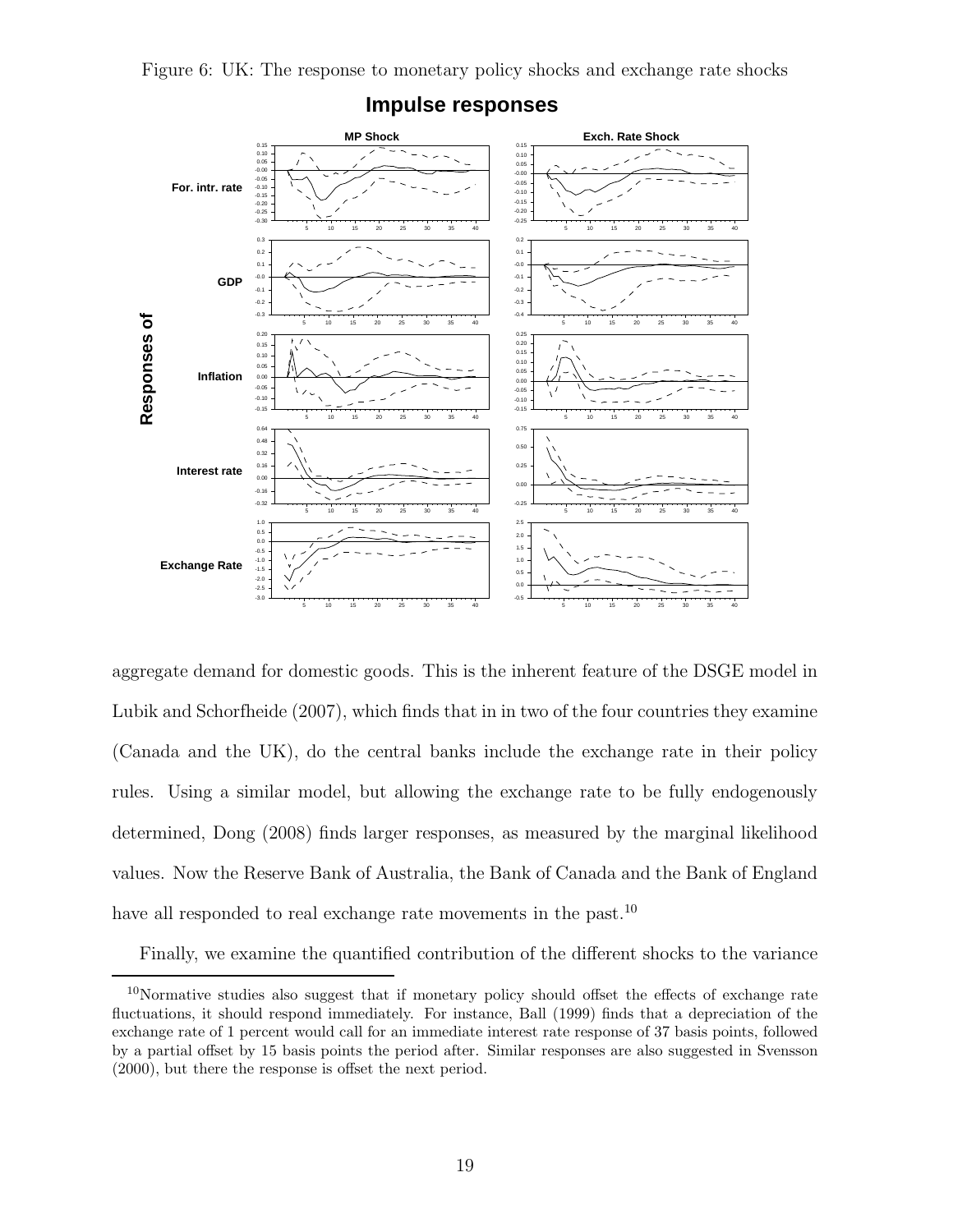Figure 6: UK: The response to monetary policy shocks and exchange rate shocks

**Impulse responses**

MP Shock

Exch. Rate Shock

Responses of

For. intr. rate

GDP

Inflation

Interest rate

Exchange Rate

aggregate demand for domestic goods. This is the inherent feature of the DSGE model in Lubik and Schorfheide (2007), which finds that in in two of the four countries they examine (Canada and the UK), do the central banks include the exchange rate in their policy rules. Using a similar model, but allowing the exchange rate to be fully endogenously determined, Dong (2008) finds larger responses, as measured by the marginal likelihood values. Now the Reserve Bank of Australia, the Bank of Canada and the Bank of England have all responded to real exchange rate movements in the past.[10]

Finally, we examine the quantified contribution of the different shocks to the variance

[10]Normative studies also suggest that if monetary policy should offset the effects of exchange rate fluctuations, it should respond immediately. For instance, Ball (1999) finds that a depreciation of the exchange rate of 1 percent would call for an immediate interest rate response of 37 basis points, followed by a partial offset by 15 basis points the period after. Similar responses are also suggested in Svensson (2000), but there the response is offset the next period.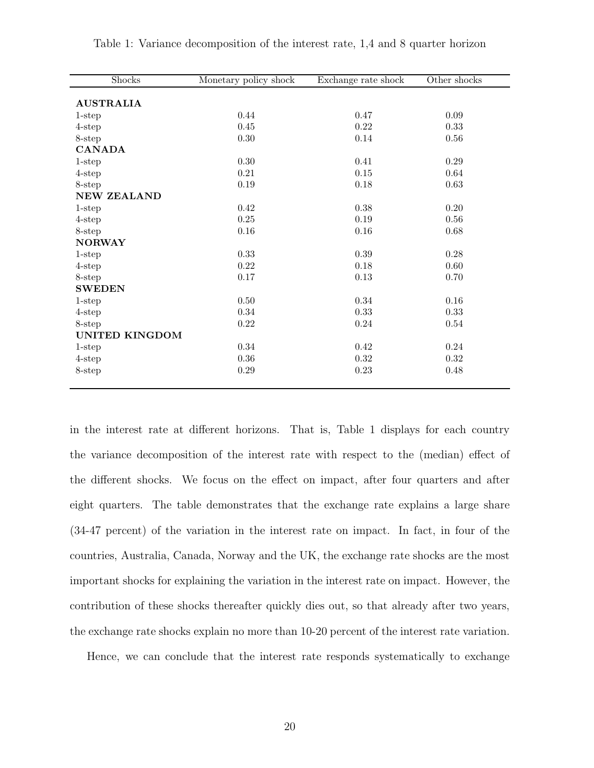Table 1: Variance decomposition of the interest rate, 1,4 and 8 quarter horizon

| Shocks | Monetary policy shock | Exchange rate shock | Other shocks |
|---|---|---|---|
| **AUSTRALIA** | | | |
| 1-step | 0.44 | 0.47 | 0.09 |
| 4-step | 0.45 | 0.22 | 0.33 |
| 8-step | 0.30 | 0.14 | 0.56 |
| **CANADA** | | | |
| 1-step | 0.30 | 0.41 | 0.29 |
| 4-step | 0.21 | 0.15 | 0.64 |
| 8-step | 0.19 | 0.18 | 0.63 |
| **NEW ZEALAND** | | | |
| 1-step | 0.42 | 0.38 | 0.20 |
| 4-step | 0.25 | 0.19 | 0.56 |
| 8-step | 0.16 | 0.16 | 0.68 |
| **NORWAY** | | | |
| 1-step | 0.33 | 0.39 | 0.28 |
| 4-step | 0.22 | 0.18 | 0.60 |
| 8-step | 0.17 | 0.13 | 0.70 |
| **SWEDEN** | | | |
| 1-step | 0.50 | 0.34 | 0.16 |
| 4-step | 0.34 | 0.33 | 0.33 |
| 8-step | 0.22 | 0.24 | 0.54 |
| **UNITED KINGDOM** | | | |
| 1-step | 0.34 | 0.42 | 0.24 |
| 4-step | 0.36 | 0.32 | 0.32 |
| 8-step | 0.29 | 0.23 | 0.48 |

in the interest rate at different horizons. That is, Table 1 displays for each country the variance decomposition of the interest rate with respect to the (median) effect of the different shocks. We focus on the effect on impact, after four quarters and after eight quarters. The table demonstrates that the exchange rate explains a large share (34-47 percent) of the variation in the interest rate on impact. In fact, in four of the countries, Australia, Canada, Norway and the UK, the exchange rate shocks are the most important shocks for explaining the variation in the interest rate on impact. However, the contribution of these shocks thereafter quickly dies out, so that already after two years, the exchange rate shocks explain no more than 10-20 percent of the interest rate variation.

Hence, we can conclude that the interest rate responds systematically to exchange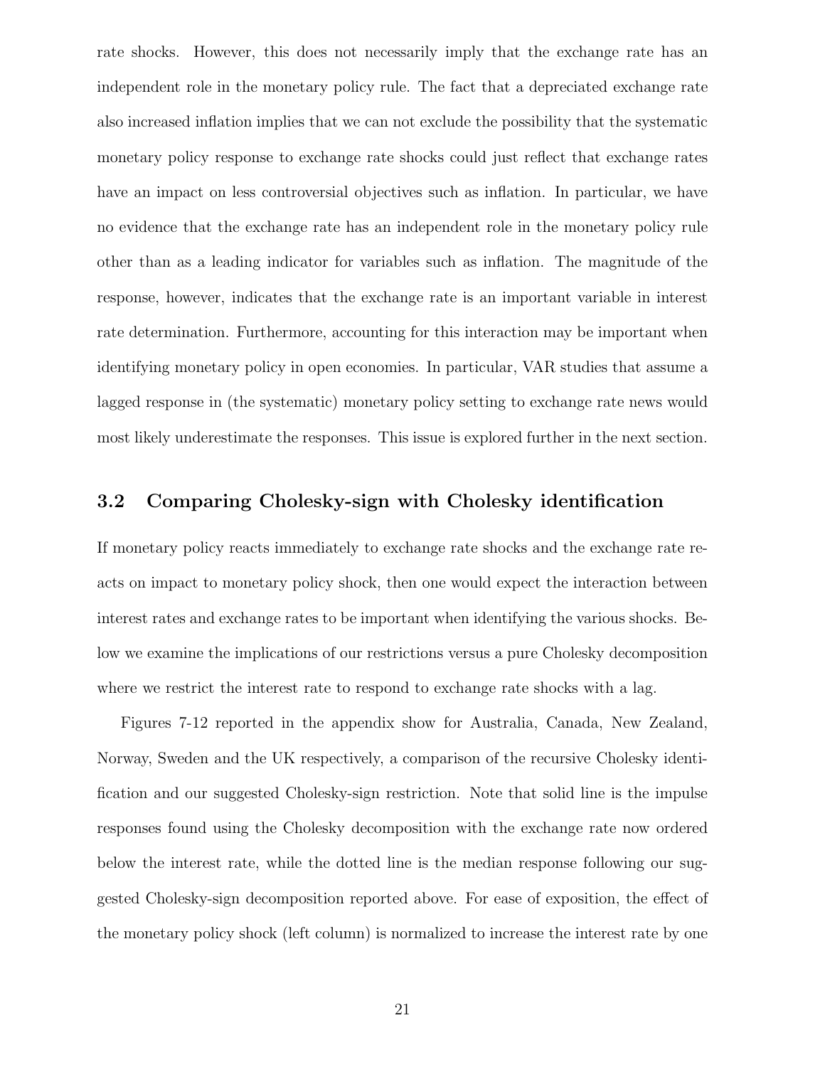rate shocks. However, this does not necessarily imply that the exchange rate has an independent role in the monetary policy rule. The fact that a depreciated exchange rate also increased inflation implies that we can not exclude the possibility that the systematic monetary policy response to exchange rate shocks could just reflect that exchange rates have an impact on less controversial objectives such as inflation. In particular, we have no evidence that the exchange rate has an independent role in the monetary policy rule other than as a leading indicator for variables such as inflation. The magnitude of the response, however, indicates that the exchange rate is an important variable in interest rate determination. Furthermore, accounting for this interaction may be important when identifying monetary policy in open economies. In particular, VAR studies that assume a lagged response in (the systematic) monetary policy setting to exchange rate news would most likely underestimate the responses. This issue is explored further in the next section.

### 3.2 Comparing Cholesky-sign with Cholesky identification

If monetary policy reacts immediately to exchange rate shocks and the exchange rate reacts on impact to monetary policy shock, then one would expect the interaction between interest rates and exchange rates to be important when identifying the various shocks. Below we examine the implications of our restrictions versus a pure Cholesky decomposition where we restrict the interest rate to respond to exchange rate shocks with a lag.

Figures 7-12 reported in the appendix show for Australia, Canada, New Zealand, Norway, Sweden and the UK respectively, a comparison of the recursive Cholesky identification and our suggested Cholesky-sign restriction. Note that solid line is the impulse responses found using the Cholesky decomposition with the exchange rate now ordered below the interest rate, while the dotted line is the median response following our suggested Cholesky-sign decomposition reported above. For ease of exposition, the effect of the monetary policy shock (left column) is normalized to increase the interest rate by one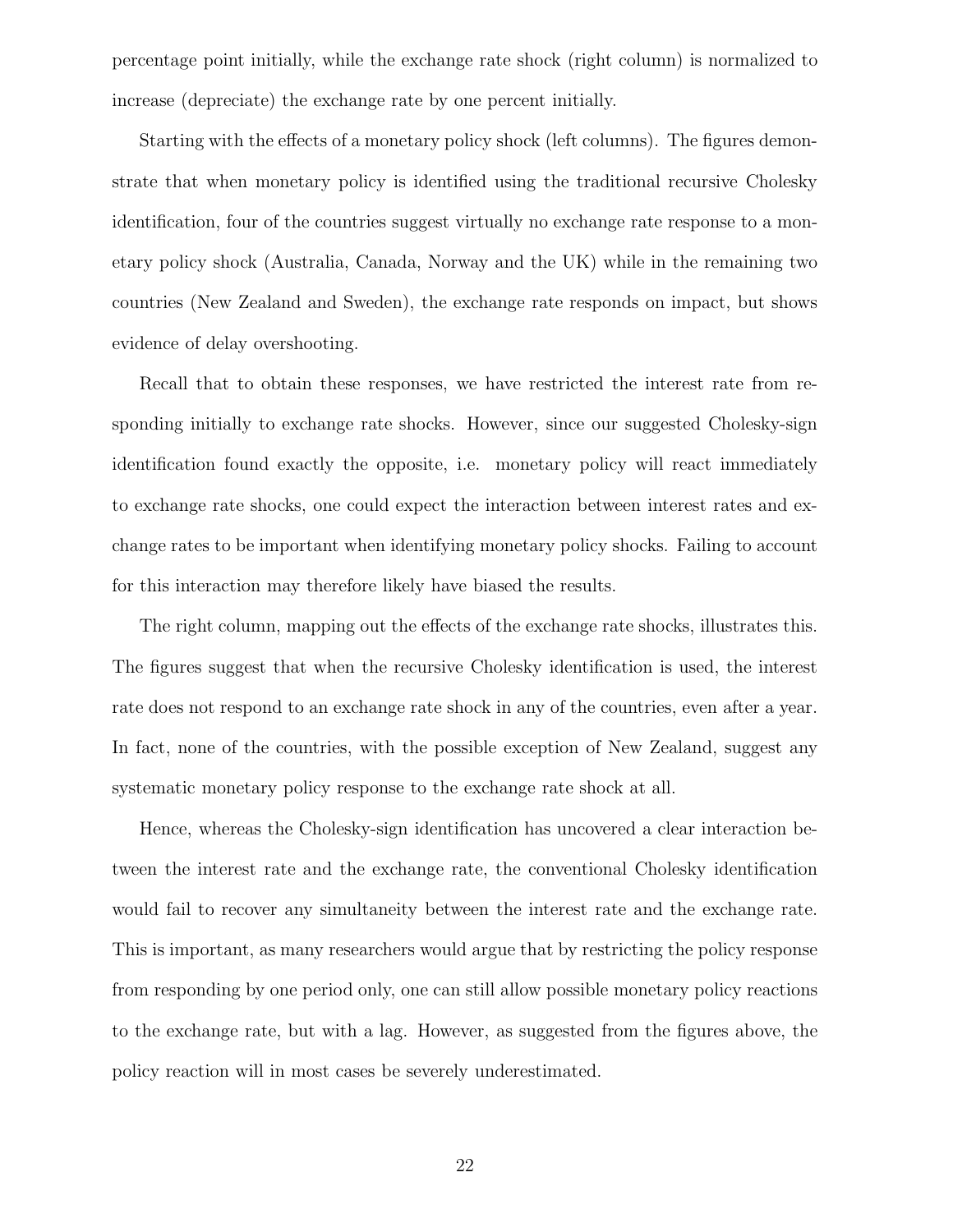percentage point initially, while the exchange rate shock (right column) is normalized to increase (depreciate) the exchange rate by one percent initially.

Starting with the effects of a monetary policy shock (left columns). The figures demonstrate that when monetary policy is identified using the traditional recursive Cholesky identification, four of the countries suggest virtually no exchange rate response to a monetary policy shock (Australia, Canada, Norway and the UK) while in the remaining two countries (New Zealand and Sweden), the exchange rate responds on impact, but shows evidence of delay overshooting.

Recall that to obtain these responses, we have restricted the interest rate from responding initially to exchange rate shocks. However, since our suggested Cholesky-sign identification found exactly the opposite, i.e. monetary policy will react immediately to exchange rate shocks, one could expect the interaction between interest rates and exchange rates to be important when identifying monetary policy shocks. Failing to account for this interaction may therefore likely have biased the results.

The right column, mapping out the effects of the exchange rate shocks, illustrates this. The figures suggest that when the recursive Cholesky identification is used, the interest rate does not respond to an exchange rate shock in any of the countries, even after a year. In fact, none of the countries, with the possible exception of New Zealand, suggest any systematic monetary policy response to the exchange rate shock at all.

Hence, whereas the Cholesky-sign identification has uncovered a clear interaction between the interest rate and the exchange rate, the conventional Cholesky identification would fail to recover any simultaneity between the interest rate and the exchange rate. This is important, as many researchers would argue that by restricting the policy response from responding by one period only, one can still allow possible monetary policy reactions to the exchange rate, but with a lag. However, as suggested from the figures above, the policy reaction will in most cases be severely underestimated.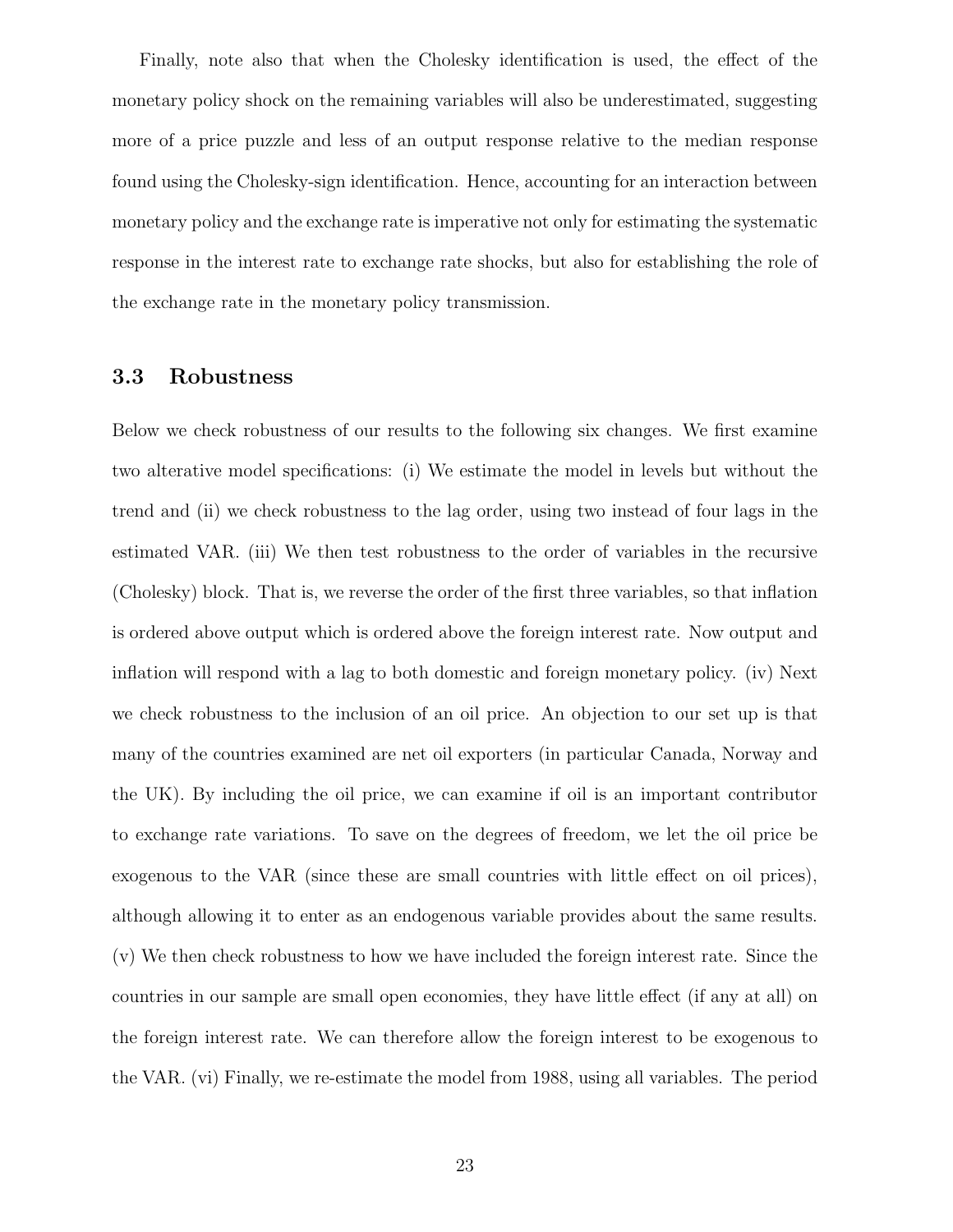Finally, note also that when the Cholesky identification is used, the effect of the monetary policy shock on the remaining variables will also be underestimated, suggesting more of a price puzzle and less of an output response relative to the median response found using the Cholesky-sign identification. Hence, accounting for an interaction between monetary policy and the exchange rate is imperative not only for estimating the systematic response in the interest rate to exchange rate shocks, but also for establishing the role of the exchange rate in the monetary policy transmission.

### 3.3 Robustness

Below we check robustness of our results to the following six changes. We first examine two alterative model specifications: (i) We estimate the model in levels but without the trend and (ii) we check robustness to the lag order, using two instead of four lags in the estimated VAR. (iii) We then test robustness to the order of variables in the recursive (Cholesky) block. That is, we reverse the order of the first three variables, so that inflation is ordered above output which is ordered above the foreign interest rate. Now output and inflation will respond with a lag to both domestic and foreign monetary policy. (iv) Next we check robustness to the inclusion of an oil price. An objection to our set up is that many of the countries examined are net oil exporters (in particular Canada, Norway and the UK). By including the oil price, we can examine if oil is an important contributor to exchange rate variations. To save on the degrees of freedom, we let the oil price be exogenous to the VAR (since these are small countries with little effect on oil prices), although allowing it to enter as an endogenous variable provides about the same results. (v) We then check robustness to how we have included the foreign interest rate. Since the countries in our sample are small open economies, they have little effect (if any at all) on the foreign interest rate. We can therefore allow the foreign interest to be exogenous to the VAR. (vi) Finally, we re-estimate the model from 1988, using all variables. The period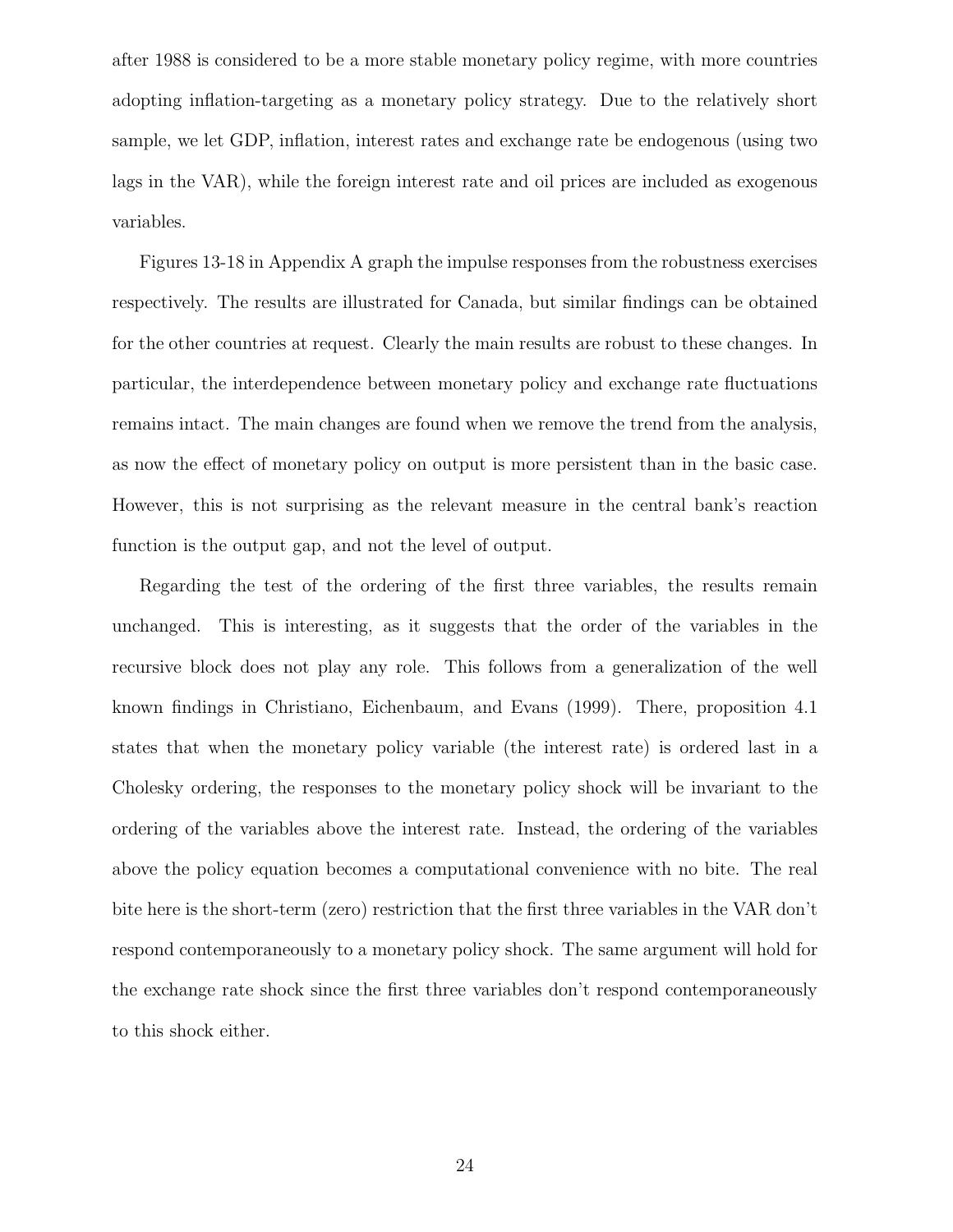after 1988 is considered to be a more stable monetary policy regime, with more countries adopting inflation-targeting as a monetary policy strategy. Due to the relatively short sample, we let GDP, inflation, interest rates and exchange rate be endogenous (using two lags in the VAR), while the foreign interest rate and oil prices are included as exogenous variables.

Figures 13-18 in Appendix A graph the impulse responses from the robustness exercises respectively. The results are illustrated for Canada, but similar findings can be obtained for the other countries at request. Clearly the main results are robust to these changes. In particular, the interdependence between monetary policy and exchange rate fluctuations remains intact. The main changes are found when we remove the trend from the analysis, as now the effect of monetary policy on output is more persistent than in the basic case. However, this is not surprising as the relevant measure in the central bank's reaction function is the output gap, and not the level of output.

Regarding the test of the ordering of the first three variables, the results remain unchanged. This is interesting, as it suggests that the order of the variables in the recursive block does not play any role. This follows from a generalization of the well known findings in Christiano, Eichenbaum, and Evans (1999). There, proposition 4.1 states that when the monetary policy variable (the interest rate) is ordered last in a Cholesky ordering, the responses to the monetary policy shock will be invariant to the ordering of the variables above the interest rate. Instead, the ordering of the variables above the policy equation becomes a computational convenience with no bite. The real bite here is the short-term (zero) restriction that the first three variables in the VAR don't respond contemporaneously to a monetary policy shock. The same argument will hold for the exchange rate shock since the first three variables don't respond contemporaneously to this shock either.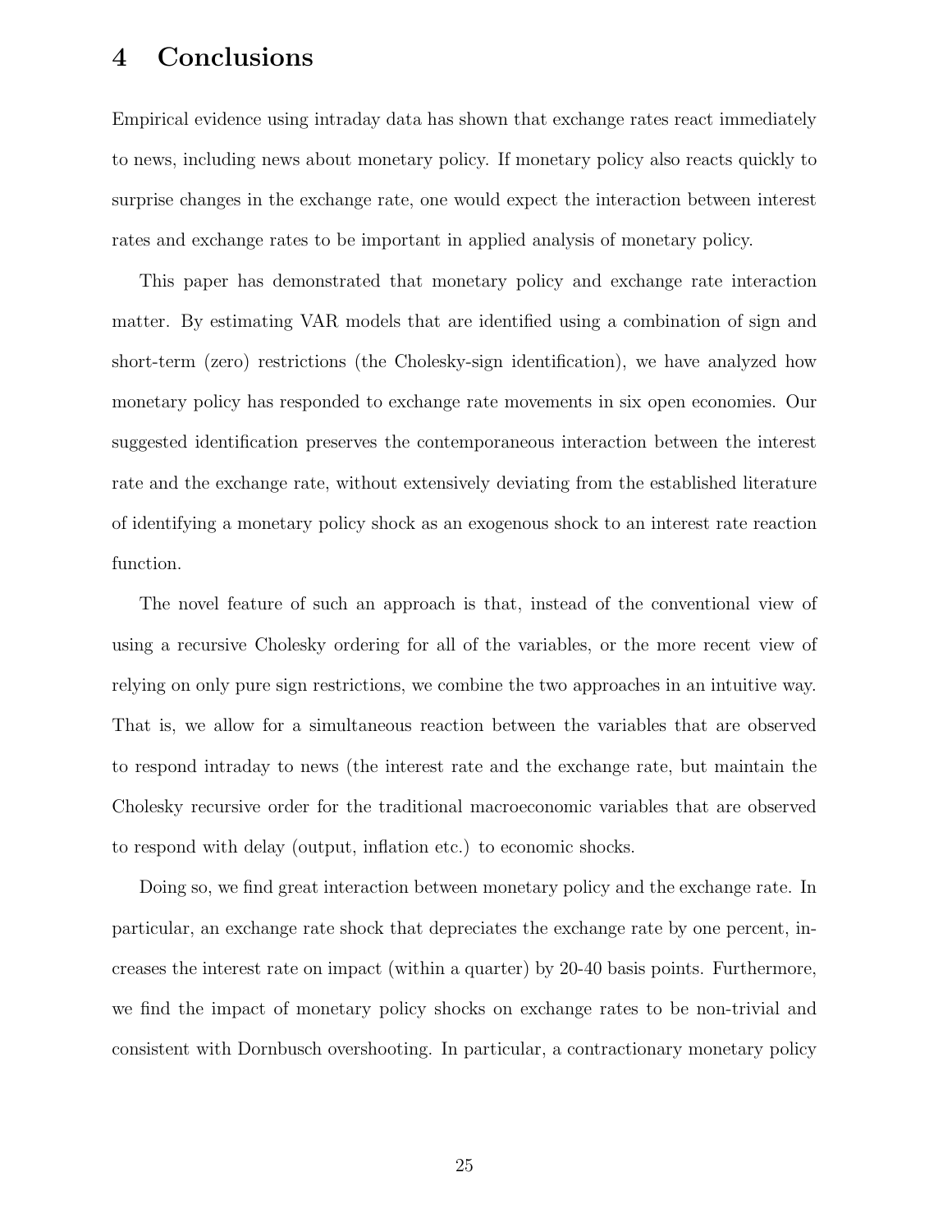# 4 Conclusions

Empirical evidence using intraday data has shown that exchange rates react immediately to news, including news about monetary policy. If monetary policy also reacts quickly to surprise changes in the exchange rate, one would expect the interaction between interest rates and exchange rates to be important in applied analysis of monetary policy.

This paper has demonstrated that monetary policy and exchange rate interaction matter. By estimating VAR models that are identified using a combination of sign and short-term (zero) restrictions (the Cholesky-sign identification), we have analyzed how monetary policy has responded to exchange rate movements in six open economies. Our suggested identification preserves the contemporaneous interaction between the interest rate and the exchange rate, without extensively deviating from the established literature of identifying a monetary policy shock as an exogenous shock to an interest rate reaction function.

The novel feature of such an approach is that, instead of the conventional view of using a recursive Cholesky ordering for all of the variables, or the more recent view of relying on only pure sign restrictions, we combine the two approaches in an intuitive way. That is, we allow for a simultaneous reaction between the variables that are observed to respond intraday to news (the interest rate and the exchange rate, but maintain the Cholesky recursive order for the traditional macroeconomic variables that are observed to respond with delay (output, inflation etc.) to economic shocks.

Doing so, we find great interaction between monetary policy and the exchange rate. In particular, an exchange rate shock that depreciates the exchange rate by one percent, increases the interest rate on impact (within a quarter) by 20-40 basis points. Furthermore, we find the impact of monetary policy shocks on exchange rates to be non-trivial and consistent with Dornbusch overshooting. In particular, a contractionary monetary policy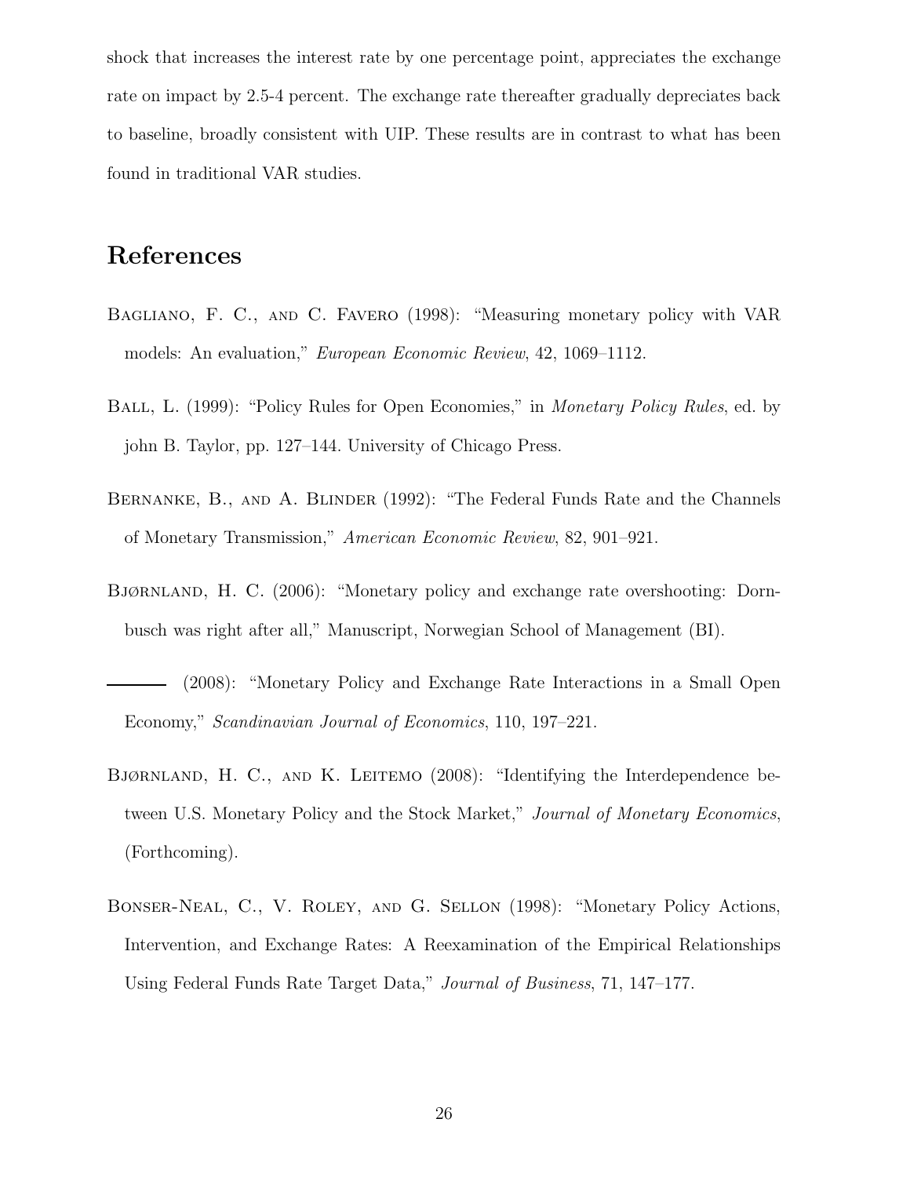shock that increases the interest rate by one percentage point, appreciates the exchange rate on impact by 2.5-4 percent. The exchange rate thereafter gradually depreciates back to baseline, broadly consistent with UIP. These results are in contrast to what has been found in traditional VAR studies.

# References

Bagliano, F. C., and C. Favero (1998): "Measuring monetary policy with VAR models: An evaluation," *European Economic Review*, 42, 1069–1112.

Ball, L. (1999): "Policy Rules for Open Economies," in *Monetary Policy Rules*, ed. by john B. Taylor, pp. 127–144. University of Chicago Press.

Bernanke, B., and A. Blinder (1992): "The Federal Funds Rate and the Channels of Monetary Transmission," *American Economic Review*, 82, 901–921.

Bjørnland, H. C. (2006): "Monetary policy and exchange rate overshooting: Dornbusch was right after all," Manuscript, Norwegian School of Management (BI).

——— (2008): "Monetary Policy and Exchange Rate Interactions in a Small Open Economy," *Scandinavian Journal of Economics*, 110, 197–221.

Bjørnland, H. C., and K. Leitemo (2008): "Identifying the Interdependence between U.S. Monetary Policy and the Stock Market," *Journal of Monetary Economics*, (Forthcoming).

Bonser-Neal, C., V. Roley, and G. Sellon (1998): "Monetary Policy Actions, Intervention, and Exchange Rates: A Reexamination of the Empirical Relationships Using Federal Funds Rate Target Data," *Journal of Business*, 71, 147–177.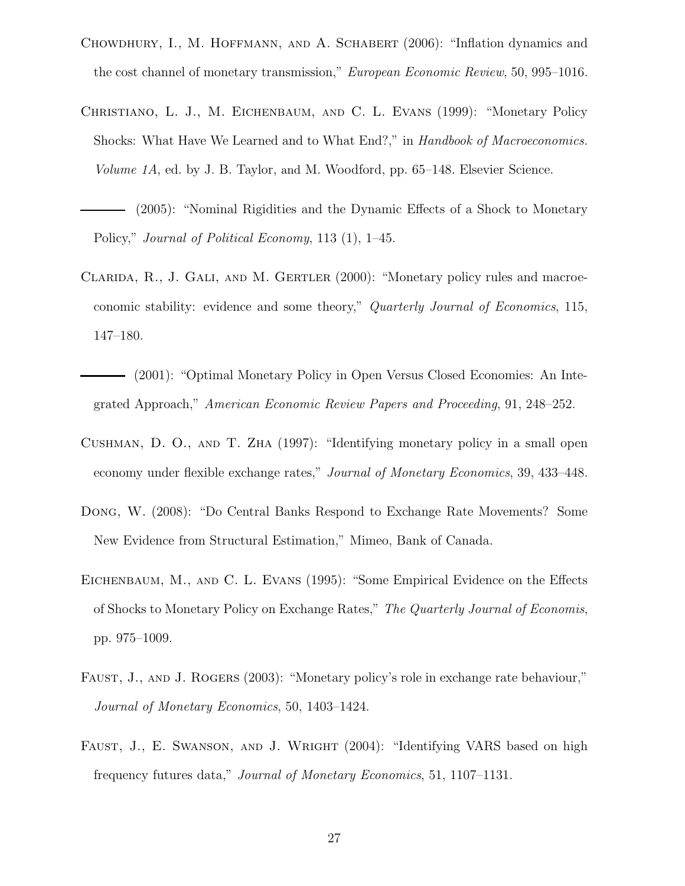Chowdhury, I., M. Hoffmann, and A. Schabert (2006): "Inflation dynamics and the cost channel of monetary transmission," *European Economic Review*, 50, 995–1016.

Christiano, L. J., M. Eichenbaum, and C. L. Evans (1999): "Monetary Policy Shocks: What Have We Learned and to What End?," in *Handbook of Macroeconomics. Volume 1A*, ed. by J. B. Taylor, and M. Woodford, pp. 65–148. Elsevier Science.

——— (2005): "Nominal Rigidities and the Dynamic Effects of a Shock to Monetary Policy," *Journal of Political Economy*, 113 (1), 1–45.

Clarida, R., J. Gali, and M. Gertler (2000): "Monetary policy rules and macroeconomic stability: evidence and some theory," *Quarterly Journal of Economics*, 115, 147–180.

——— (2001): "Optimal Monetary Policy in Open Versus Closed Economies: An Integrated Approach," *American Economic Review Papers and Proceeding*, 91, 248–252.

Cushman, D. O., and T. Zha (1997): "Identifying monetary policy in a small open economy under flexible exchange rates," *Journal of Monetary Economics*, 39, 433–448.

Dong, W. (2008): "Do Central Banks Respond to Exchange Rate Movements? Some New Evidence from Structural Estimation," Mimeo, Bank of Canada.

Eichenbaum, M., and C. L. Evans (1995): "Some Empirical Evidence on the Effects of Shocks to Monetary Policy on Exchange Rates," *The Quarterly Journal of Economis*, pp. 975–1009.

Faust, J., and J. Rogers (2003): "Monetary policy's role in exchange rate behaviour," *Journal of Monetary Economics*, 50, 1403–1424.

Faust, J., E. Swanson, and J. Wright (2004): "Identifying VARS based on high frequency futures data," *Journal of Monetary Economics*, 51, 1107–1131.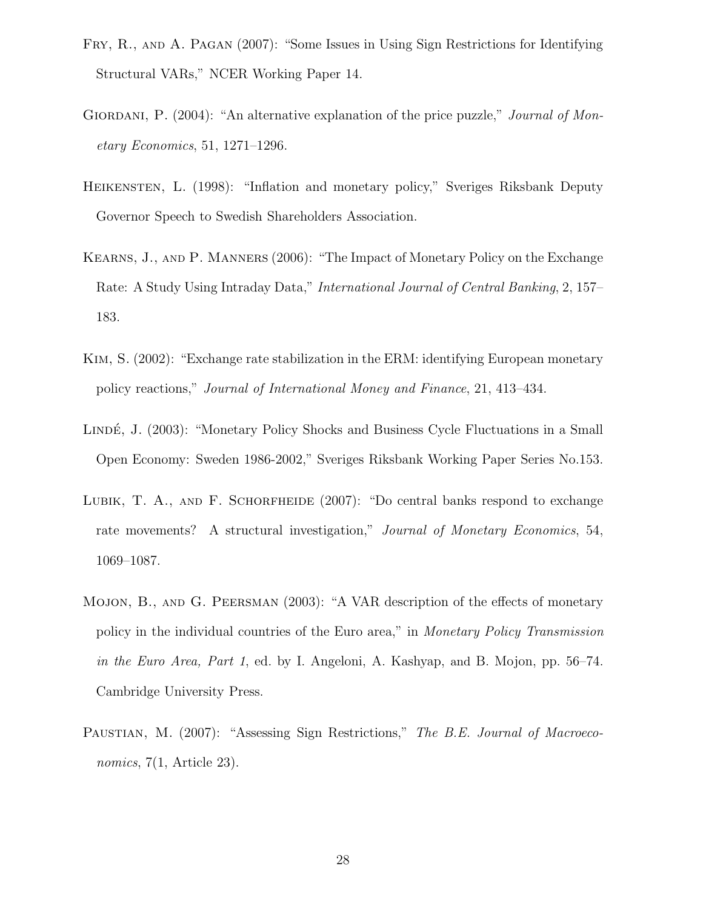Fry, R., and A. Pagan (2007): "Some Issues in Using Sign Restrictions for Identifying Structural VARs," NCER Working Paper 14.

Giordani, P. (2004): "An alternative explanation of the price puzzle," *Journal of Monetary Economics*, 51, 1271–1296.

Heikensten, L. (1998): "Inflation and monetary policy," Sveriges Riksbank Deputy Governor Speech to Swedish Shareholders Association.

Kearns, J., and P. Manners (2006): "The Impact of Monetary Policy on the Exchange Rate: A Study Using Intraday Data," *International Journal of Central Banking*, 2, 157–183.

Kim, S. (2002): "Exchange rate stabilization in the ERM: identifying European monetary policy reactions," *Journal of International Money and Finance*, 21, 413–434.

Lindé, J. (2003): "Monetary Policy Shocks and Business Cycle Fluctuations in a Small Open Economy: Sweden 1986-2002," Sveriges Riksbank Working Paper Series No.153.

Lubik, T. A., and F. Schorfheide (2007): "Do central banks respond to exchange rate movements? A structural investigation," *Journal of Monetary Economics*, 54, 1069–1087.

Mojon, B., and G. Peersman (2003): "A VAR description of the effects of monetary policy in the individual countries of the Euro area," in *Monetary Policy Transmission in the Euro Area, Part 1*, ed. by I. Angeloni, A. Kashyap, and B. Mojon, pp. 56–74. Cambridge University Press.

Paustian, M. (2007): "Assessing Sign Restrictions," *The B.E. Journal of Macroeconomics*, 7(1, Article 23).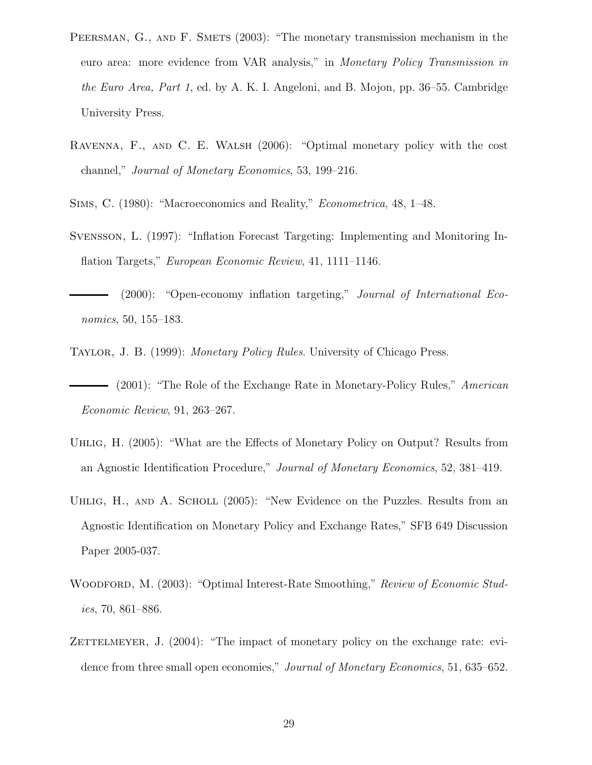Peersman, G., and F. Smets (2003): "The monetary transmission mechanism in the euro area: more evidence from VAR analysis," in *Monetary Policy Transmission in the Euro Area, Part 1*, ed. by A. K. I. Angeloni, and B. Mojon, pp. 36–55. Cambridge University Press.

Ravenna, F., and C. E. Walsh (2006): "Optimal monetary policy with the cost channel," *Journal of Monetary Economics*, 53, 199–216.

Sims, C. (1980): "Macroeconomics and Reality," *Econometrica*, 48, 1–48.

Svensson, L. (1997): "Inflation Forecast Targeting: Implementing and Monitoring Inflation Targets," *European Economic Review*, 41, 1111–1146.

——— (2000): "Open-economy inflation targeting," *Journal of International Economics*, 50, 155–183.

Taylor, J. B. (1999): *Monetary Policy Rules*. University of Chicago Press.

——— (2001): "The Role of the Exchange Rate in Monetary-Policy Rules," *American Economic Review*, 91, 263–267.

Uhlig, H. (2005): "What are the Effects of Monetary Policy on Output? Results from an Agnostic Identification Procedure," *Journal of Monetary Economics*, 52, 381–419.

Uhlig, H., and A. Scholl (2005): "New Evidence on the Puzzles. Results from an Agnostic Identification on Monetary Policy and Exchange Rates," SFB 649 Discussion Paper 2005-037.

Woodford, M. (2003): "Optimal Interest-Rate Smoothing," *Review of Economic Studies*, 70, 861–886.

Zettelmeyer, J. (2004): "The impact of monetary policy on the exchange rate: evidence from three small open economies," *Journal of Monetary Economics*, 51, 635–652.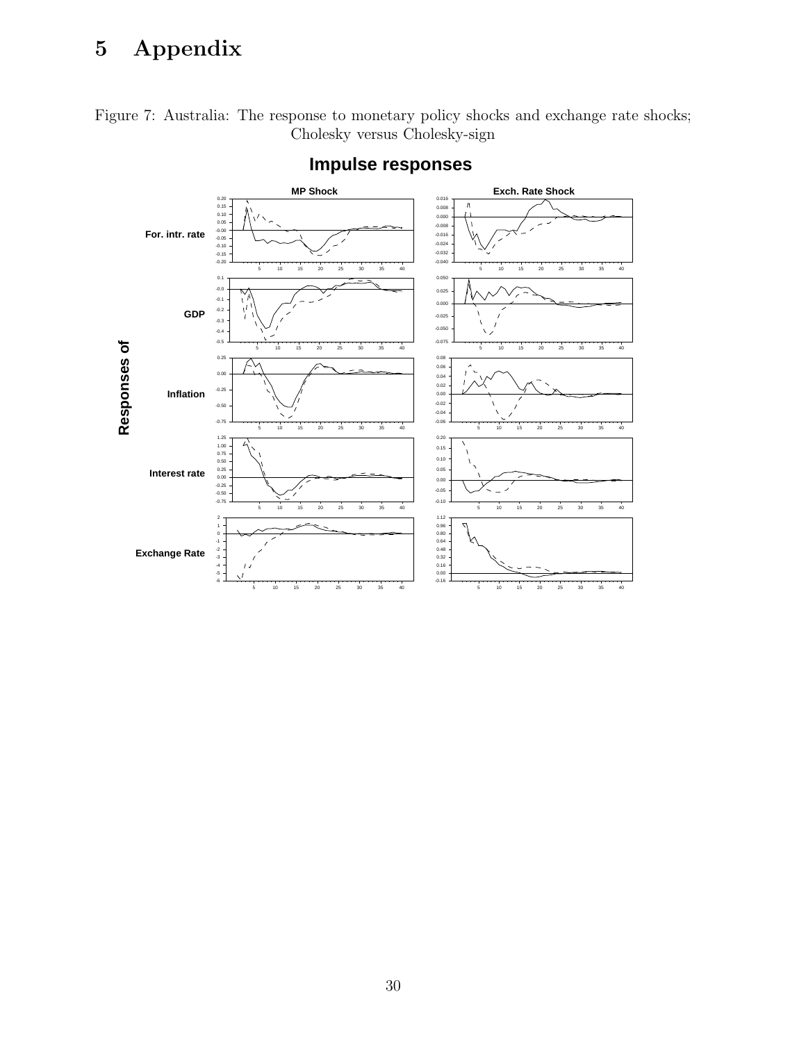# 5 Appendix

Figure 7: Australia: The response to monetary policy shocks and exchange rate shocks; Cholesky versus Cholesky-sign

**Impulse responses**

MP Shock

Exch. Rate Shock

Responses of

For. intr. rate

GDP

Inflation

Interest rate

Exchange Rate

0.20
0.15
0.10
0.05
-0.00
-0.05
-0.10
-0.15
-0.20

0.016
0.008
0.000
-0.008
-0.016
-0.024
-0.032
-0.040

0.1
-0.0
-0.1
-0.2
-0.3
-0.4
-0.5

0.050
0.025
0.000
-0.025
-0.050
-0.075

0.25
0.00
-0.25
-0.50
-0.75

0.08
0.06
0.04
0.02
0.00
-0.02
-0.04
-0.06

1.25
1.00
0.75
0.50
0.25
0.00
-0.25
-0.50
-0.75

0.20
0.15
0.10
0.05
0.00
-0.05
-0.10

2
1
0
-1
-2
-3
-4
-5
-6

1.12
0.96
0.80
0.64
0.48
0.32
0.16
0.00
-0.16

5 10 15 20 25 30 35 40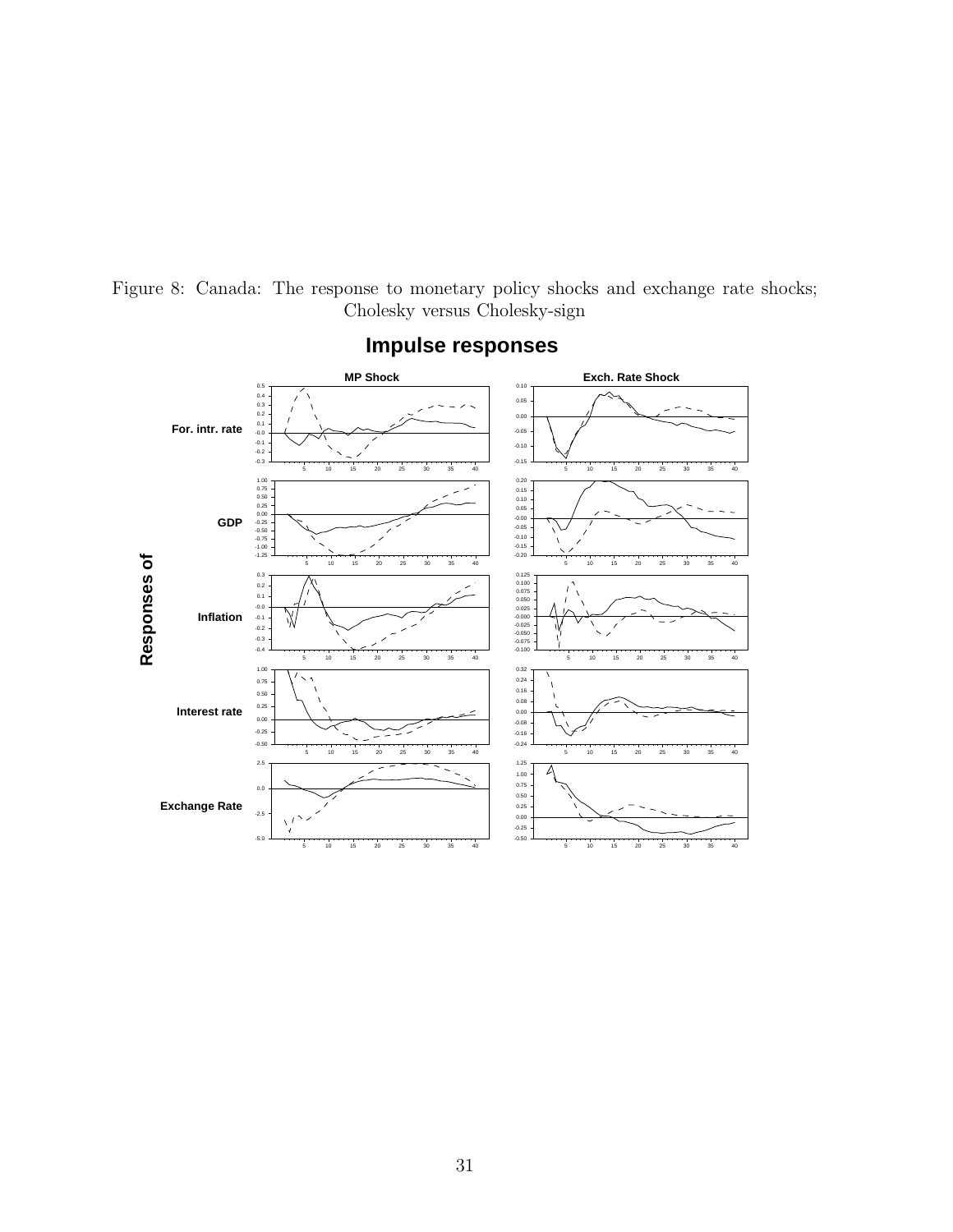Figure 8: Canada: The response to monetary policy shocks and exchange rate shocks; Cholesky versus Cholesky-sign

Impulse responses

MP Shock

Exch. Rate Shock

Responses of

For. intr. rate

0.5
0.4
0.3
0.2
0.1
0.0
-0.1
-0.2
-0.3

0.10
0.05
0.00
-0.05
-0.10
-0.15

GDP

1.00
0.75
0.50
0.25
0.00
-0.25
-0.50
-0.75
-1.00
-1.25

0.20
0.15
0.10
0.05
-0.00
-0.05
-0.10
-0.15
-0.20

Inflation

0.3
0.2
0.1
-0.0
-0.1
-0.2
-0.3
-0.4

0.125
0.100
0.075
0.050
0.025
0.000
-0.025
-0.050
-0.075
-0.100

Interest rate

1.00
0.75
0.50
0.25
0.00
-0.25
-0.50

0.32
0.24
0.16
0.08
0.00
-0.08
-0.16
-0.24

Exchange Rate

2.5
0.0
-2.5
-5.0

1.25
1.00
0.75
0.50
0.25
0.00
-0.25
-0.50

5 10 15 20 25 30 35 40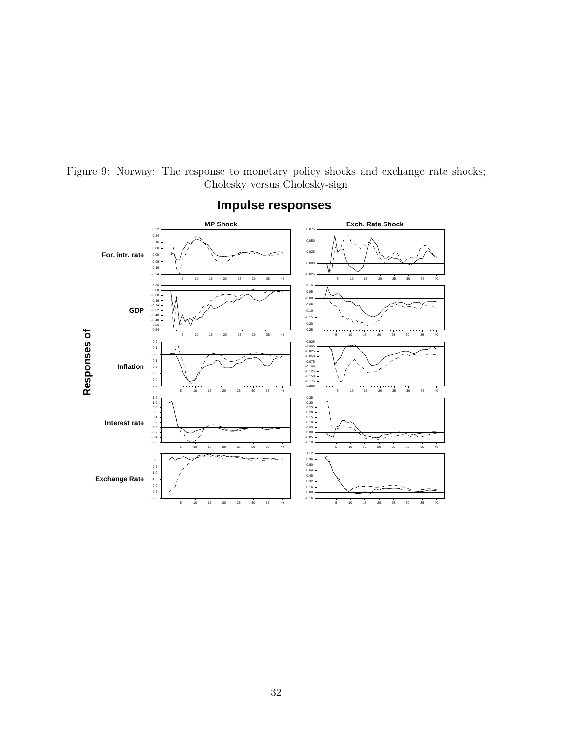Figure 9: Norway: The response to monetary policy shocks and exchange rate shocks; Cholesky versus Cholesky-sign

**Impulse responses**

Responses of

MP Shock

Exch. Rate Shock

For. intr. rate

0.32
0.24
0.16
0.08
0.00
-0.08
-0.16
-0.24

0.075
0.050
0.025
0.000
-0.025

GDP

0.08
0.00
-0.08
-0.16
-0.24
-0.32
-0.40
-0.48
-0.56
-0.64

0.10
0.05
0.00
-0.05
-0.10
-0.15
-0.20
-0.25

Inflation

0.2
0.1
-0.0
-0.1
-0.2
-0.3
-0.4
-0.5

0.025
-0.000
-0.025
-0.050
-0.075
-0.100
-0.125
-0.150
-0.175
-0.200

Interest rate

1.2
1.0
0.8
0.6
0.4
0.2
-0.0
-0.2
-0.4
-0.6

0.35
0.30
0.25
0.20
0.15
0.10
0.05
0.00
-0.05
-0.10

Exchange Rate

0.5
0.0
-0.5
-1.0
-1.5
-2.0
-2.5
-3.0

1.12
0.96
0.80
0.64
0.48
0.32
0.16
0.00
-0.16

5 10 15 20 25 30 35 40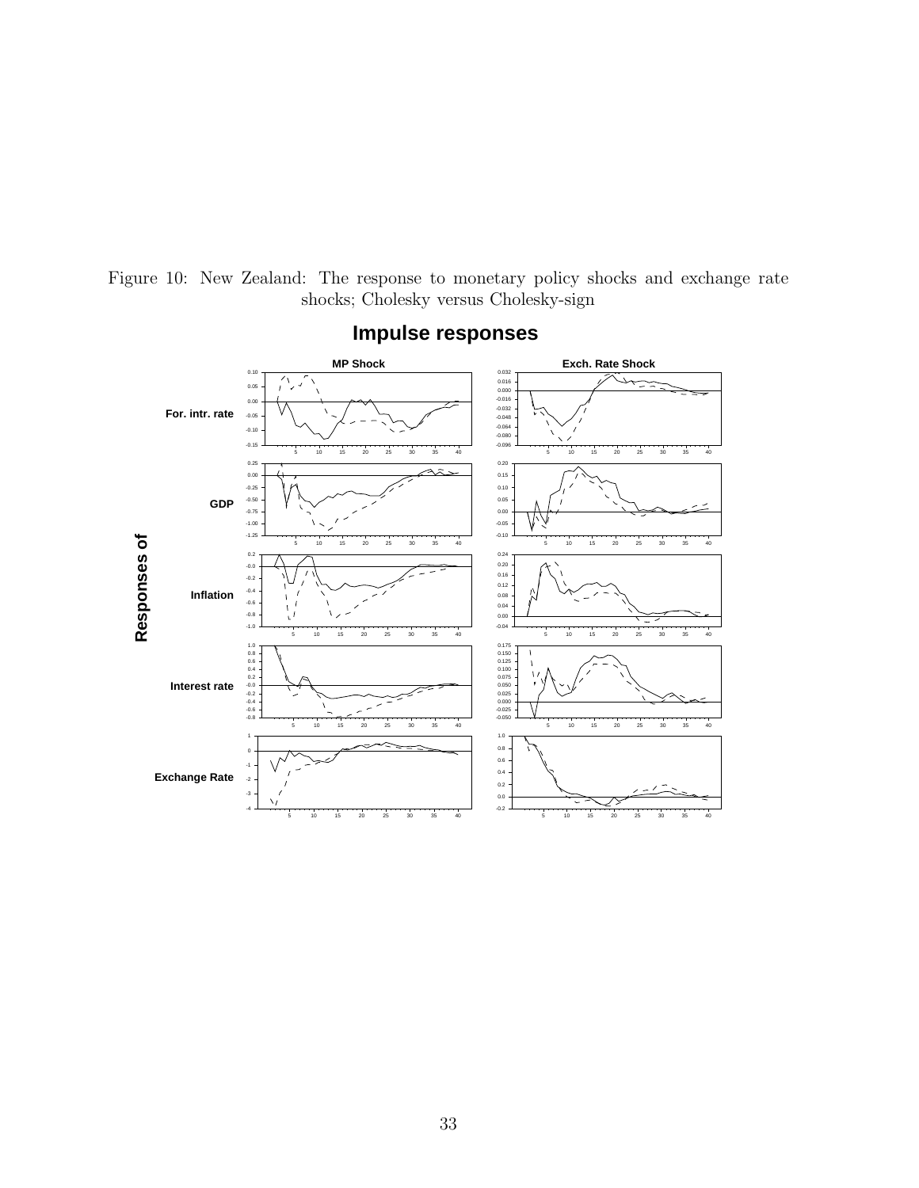Figure 10: New Zealand: The response to monetary policy shocks and exchange rate shocks; Cholesky versus Cholesky-sign

**Impulse responses**

MP Shock

Exch. Rate Shock

Responses of

For. intr. rate

GDP

Inflation

Interest rate

Exchange Rate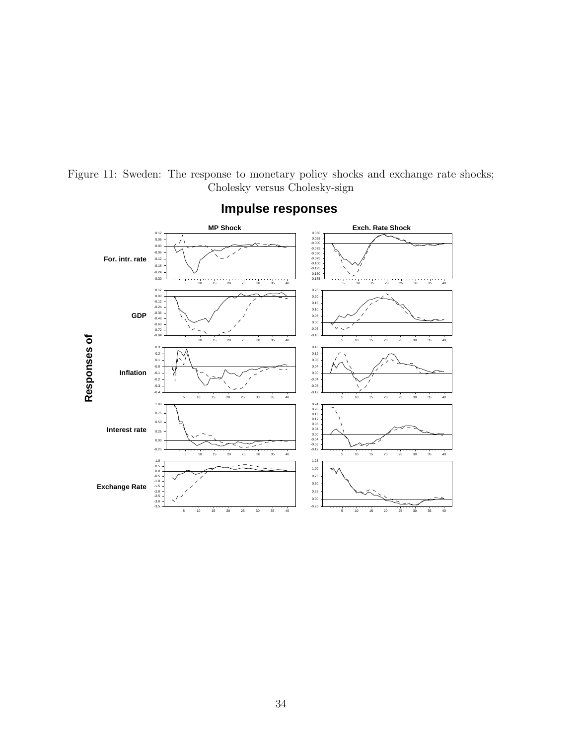Figure 11: Sweden: The response to monetary policy shocks and exchange rate shocks; Cholesky versus Cholesky-sign

**Impulse responses**

MP Shock

Exch. Rate Shock

Responses of

For. intr. rate

0.12
0.06
0.00
-0.06
-0.12
-0.18
-0.24
-0.30

0.050
0.025
-0.000
-0.025
-0.050
-0.075
-0.100
-0.125
-0.150
-0.175

GDP

0.12
0.00
-0.12
-0.24
-0.36
-0.48
-0.60
-0.72
-0.84

0.25
0.20
0.15
0.10
0.05
0.00
-0.05
-0.10

Inflation

0.3
0.2
0.1
-0.0
-0.1
-0.2
-0.3
-0.4

0.16
0.12
0.08
0.04
0.00
-0.04
-0.08
-0.12

Interest rate

1.00
0.75
0.50
0.25
0.00
-0.25

0.24
0.20
0.16
0.12
0.08
0.04
0.00
-0.04
-0.08
-0.12

Exchange Rate

1.0
0.5
0.0
-0.5
-1.0
-1.5
-2.0
-2.5
-3.0
-3.5

1.25
1.00
0.75
0.50
0.25
0.00
-0.25

5 10 15 20 25 30 35 40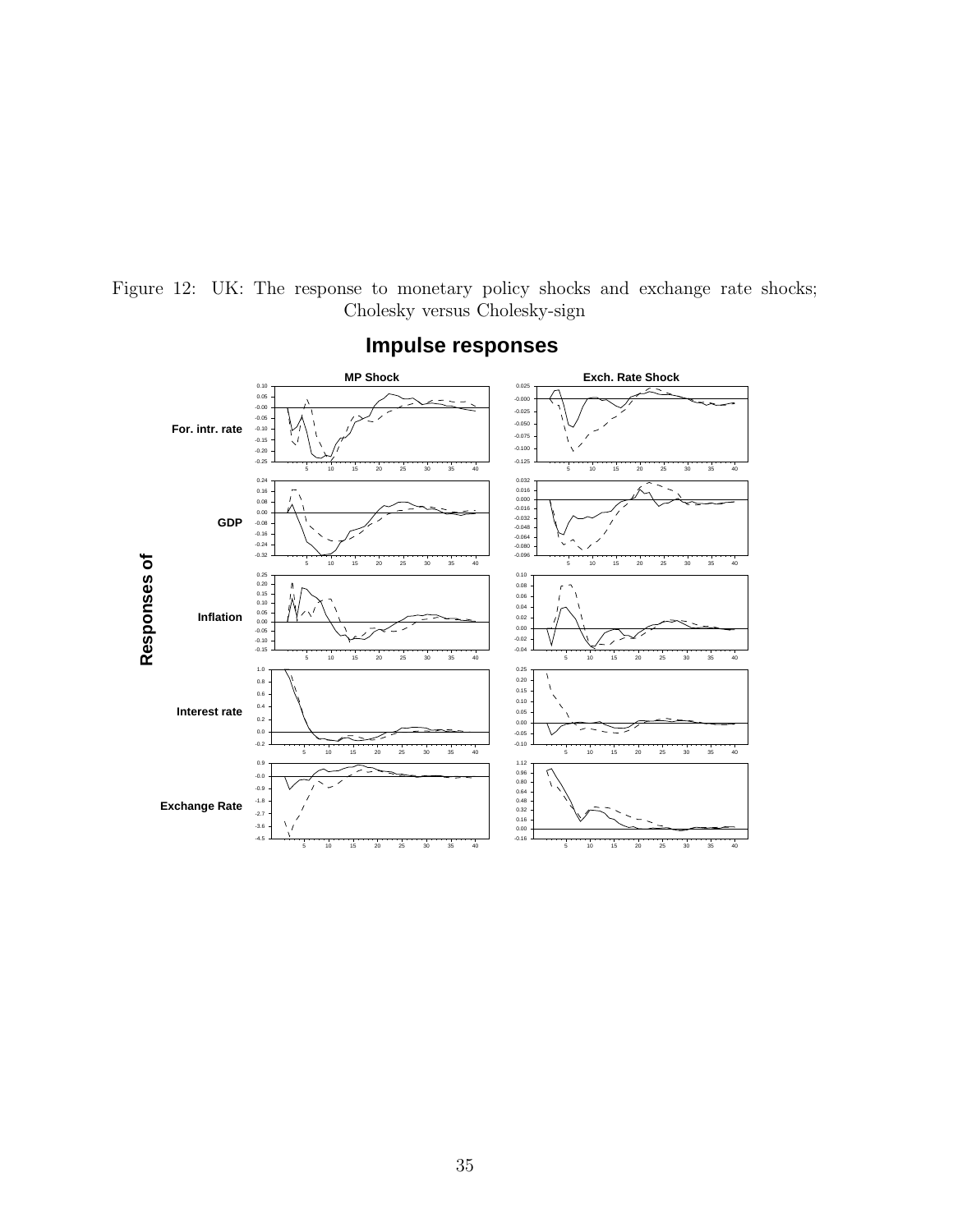Figure 12: UK: The response to monetary policy shocks and exchange rate shocks; Cholesky versus Cholesky-sign

**Impulse responses**

MP Shock

Exch. Rate Shock

Responses of

For. intr. rate

0.10
0.05
-0.00
-0.05
-0.10
-0.15
-0.20
-0.25

0.025
-0.000
-0.025
-0.050
-0.075
-0.100
-0.125

GDP

0.24
0.16
0.08
0.00
-0.08
-0.16
-0.24
-0.32

0.032
0.016
0.000
-0.016
-0.032
-0.048
-0.064
-0.080
-0.096

Inflation

0.25
0.20
0.15
0.10
0.05
0.00
-0.05
-0.10
-0.15

0.10
0.08
0.06
0.04
0.02
0.00
-0.02
-0.04

Interest rate

1.0
0.8
0.6
0.4
0.2
0.0
-0.2

0.25
0.20
0.15
0.10
0.05
0.00
-0.05
-0.10

Exchange Rate

0.9
-0.0
-0.9
-1.8
-2.7
-3.6
-4.5

1.12
0.96
0.80
0.64
0.48
0.32
0.16
0.00
-0.16

5 10 15 20 25 30 35 40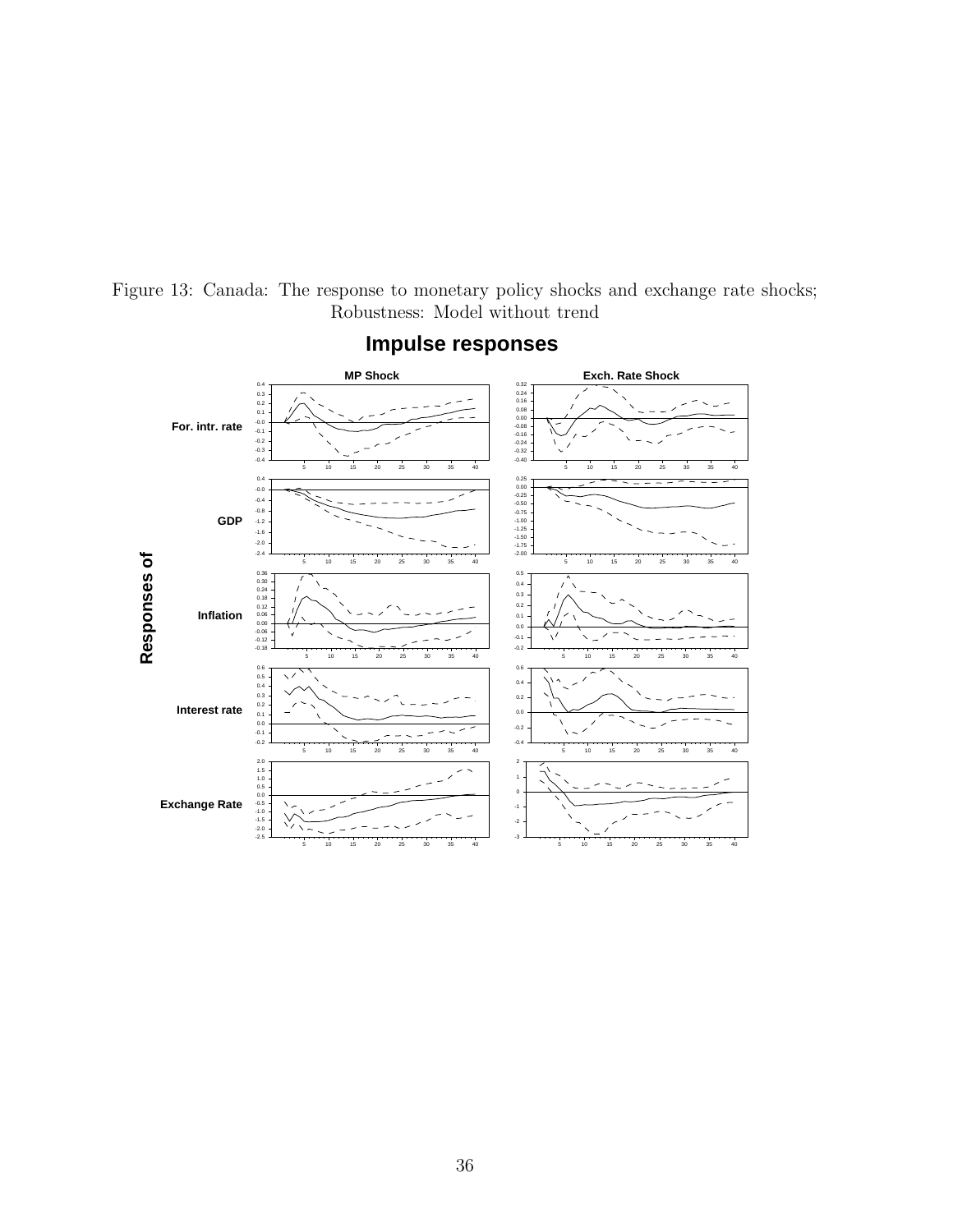Figure 13: Canada: The response to monetary policy shocks and exchange rate shocks; Robustness: Model without trend

**Impulse responses**

MP Shock

Exch. Rate Shock

Responses of

For. intr. rate

GDP

Inflation

Interest rate

Exchange Rate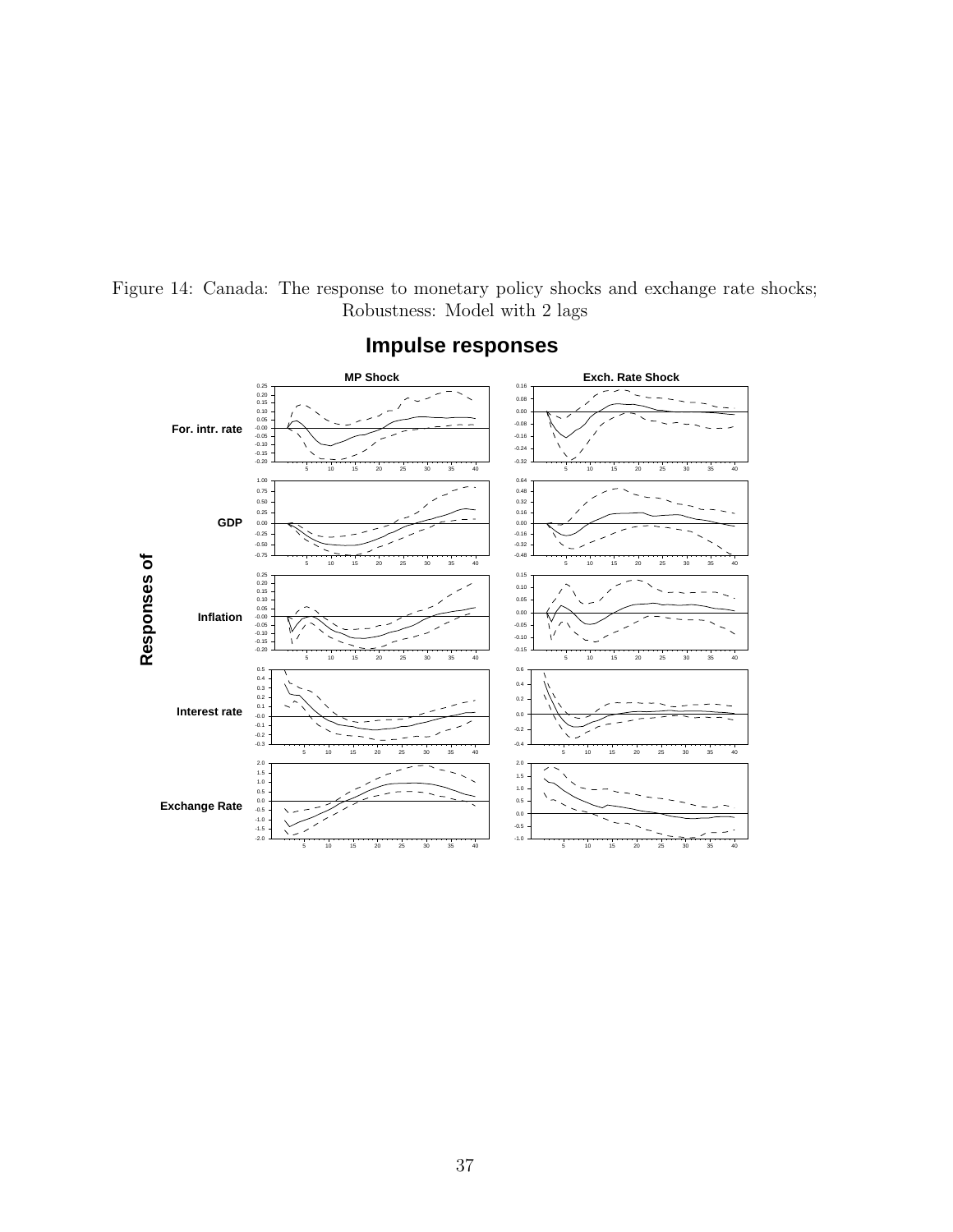Figure 14: Canada: The response to monetary policy shocks and exchange rate shocks; Robustness: Model with 2 lags

**Impulse responses**

MP Shock

Exch. Rate Shock

Responses of

For. intr. rate

GDP

Inflation

Interest rate

Exchange Rate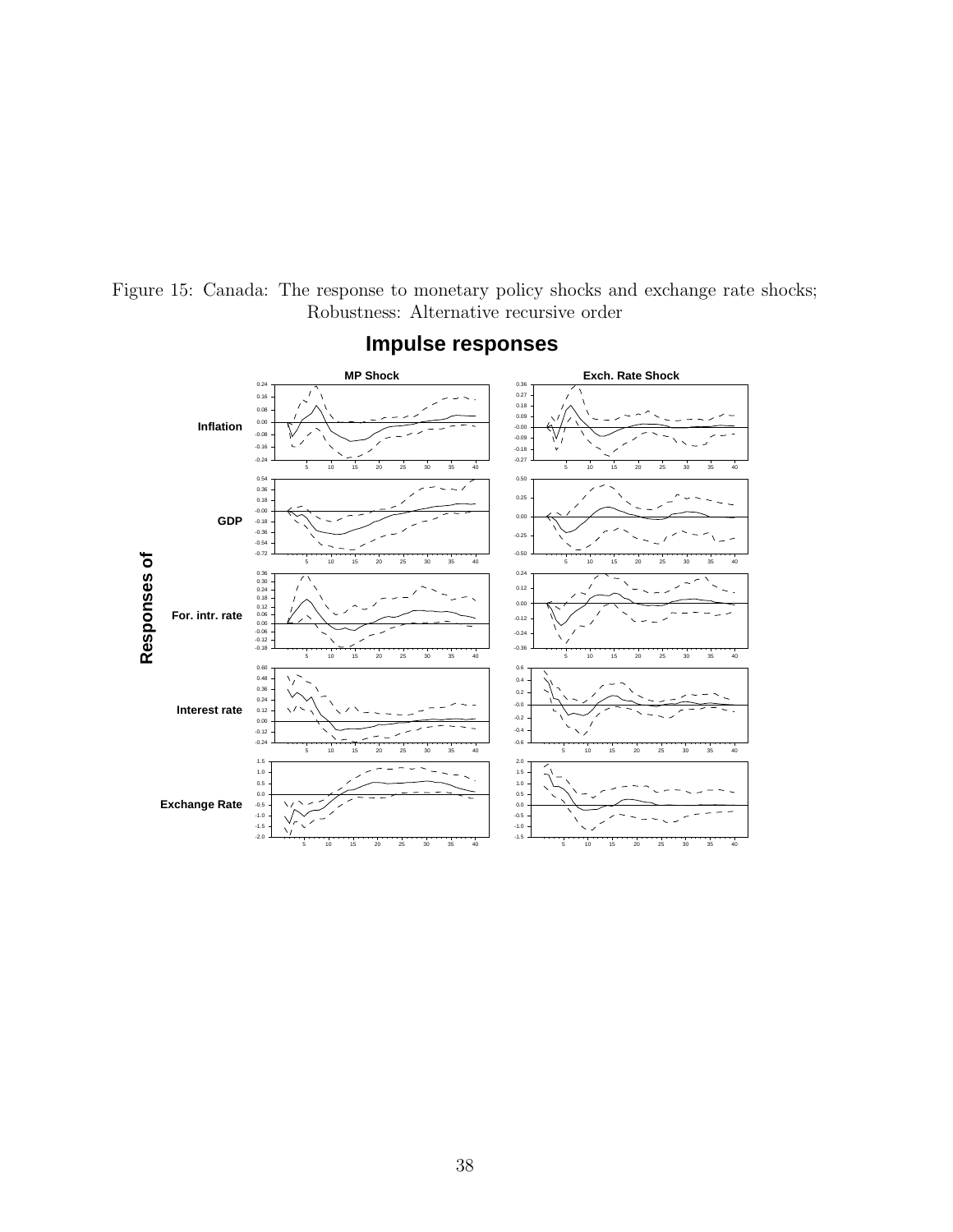Figure 15: Canada: The response to monetary policy shocks and exchange rate shocks; Robustness: Alternative recursive order

**Impulse responses**

MP Shock

Exch. Rate Shock

Responses of

Inflation

0.24
0.16
0.08
0.00
-0.08
-0.16
-0.24

0.36
0.27
0.18
0.09
0.00
-0.09
-0.18
-0.27

GDP

0.54
0.36
0.18
-0.00
-0.18
-0.36
-0.54
-0.72

0.50
0.25
0.00
-0.25
-0.50

For. intr. rate

0.36
0.30
0.24
0.18
0.12
0.06
0.00
-0.06
-0.12
-0.18

0.24
0.12
0.00
-0.12
-0.24
-0.36

Interest rate

0.60
0.48
0.36
0.24
0.12
0.00
-0.12
-0.24

0.6
0.4
0.2
-0.0
-0.2
-0.4
-0.6

Exchange Rate

1.5
1.0
0.5
0.0
-0.5
-1.0
-1.5
-2.0

2.0
1.5
1.0
0.5
0.0
-0.5
-1.0
-1.5

5 10 15 20 25 30 35 40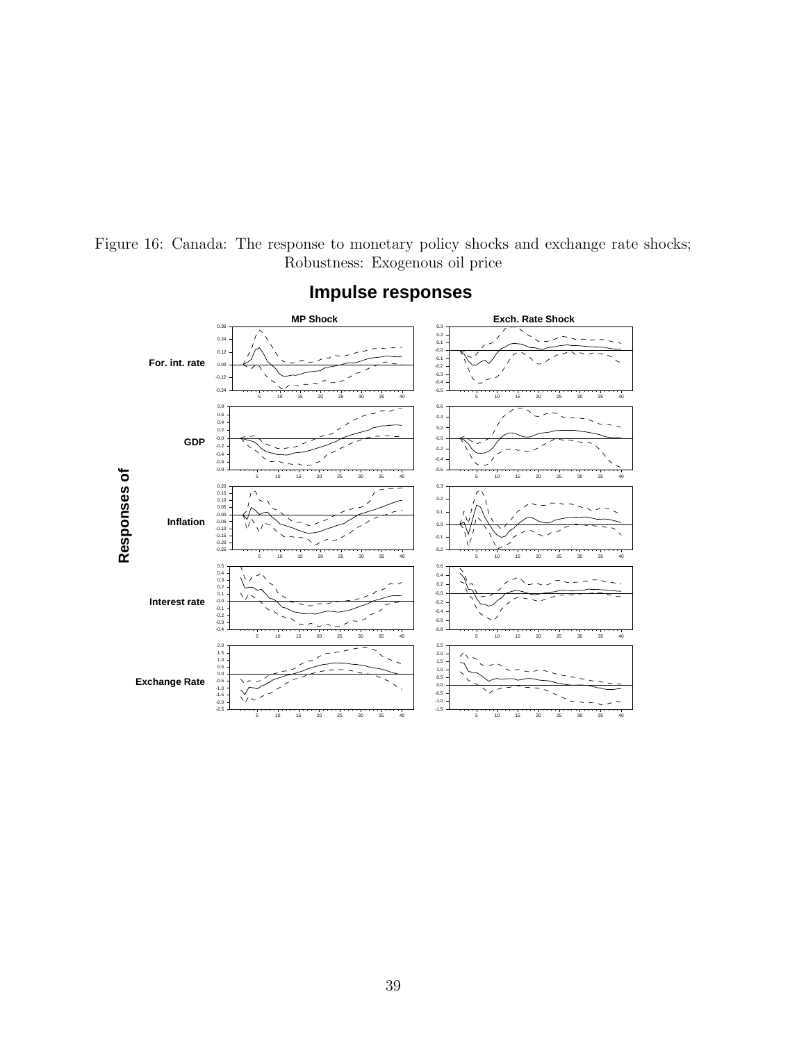Figure 16: Canada: The response to monetary policy shocks and exchange rate shocks; Robustness: Exogenous oil price

**Impulse responses**

Responses of

MP Shock

Exch. Rate Shock

For. int. rate

0.36
0.24
0.12
0.00
-0.12
-0.24

0.3
0.2
0.1
-0.0
-0.1
-0.2
-0.3
-0.4
-0.5

GDP

0.8
0.6
0.4
0.2
-0.0
-0.2
-0.4
-0.6
-0.8

0.6
0.4
0.2
-0.0
-0.2
-0.4
-0.6

Inflation

0.20
0.15
0.10
0.05
-0.00
-0.05
-0.10
-0.15
-0.20
-0.25

0.3
0.2
0.1
0.0
-0.1
-0.2

Interest rate

0.5
0.4
0.3
0.2
0.1
-0.0
-0.1
-0.2
-0.3
-0.4

0.6
0.4
0.2
0.0
-0.2
-0.4
-0.6
-0.8

Exchange Rate

2.0
1.5
1.0
0.5
0.0
-0.5
-1.0
-1.5
-2.0
-2.5

2.5
2.0
1.5
1.0
0.5
0.0
-0.5
-1.0
-1.5

5 10 15 20 25 30 35 40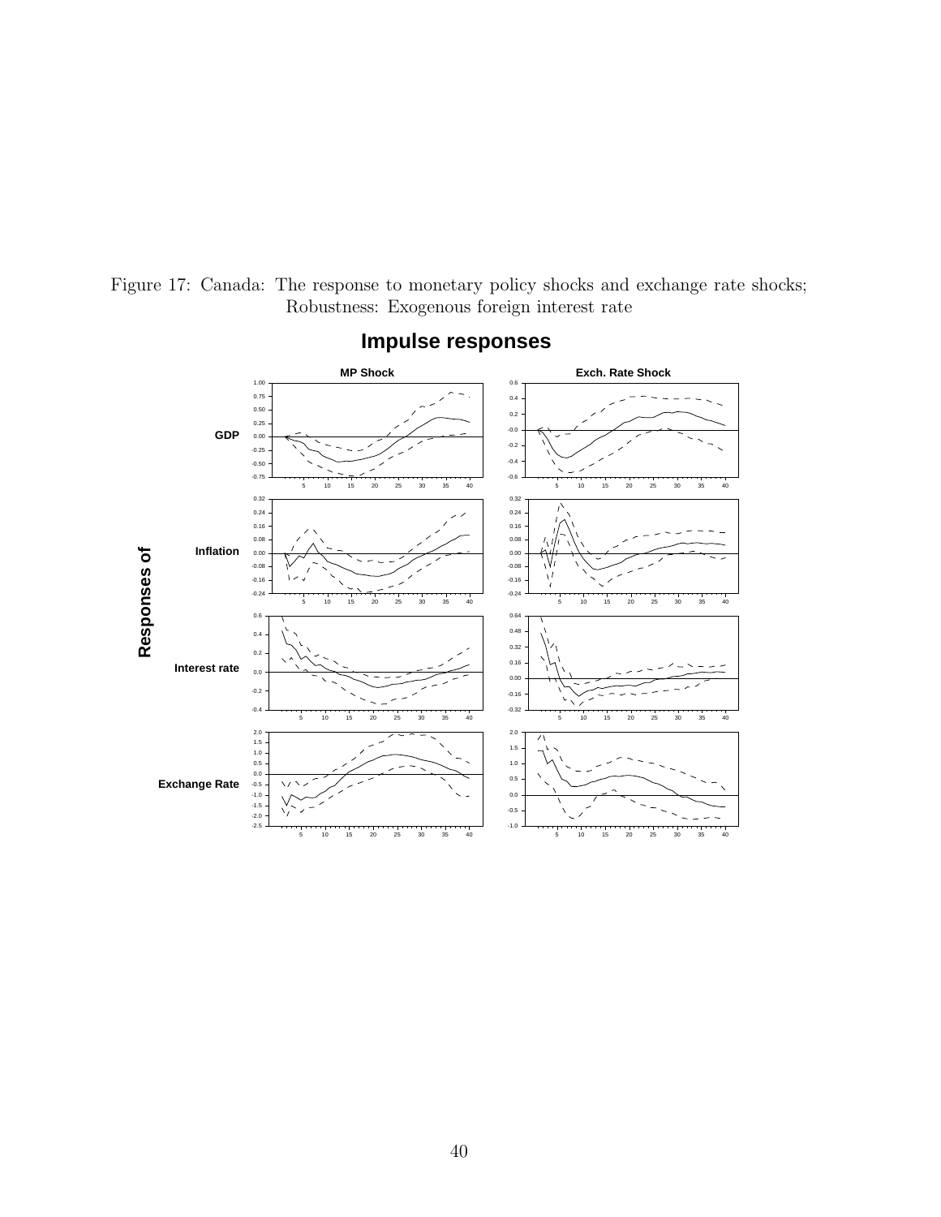Figure 17: Canada: The response to monetary policy shocks and exchange rate shocks; Robustness: Exogenous foreign interest rate

**Impulse responses**

MP Shock

Exch. Rate Shock

Responses of

GDP

1.00
0.75
0.50
0.25
0.00
-0.25
-0.50
-0.75

0.6
0.4
0.2
-0.0
-0.2
-0.4
-0.6

Inflation

0.32
0.24
0.16
0.08
0.00
-0.08
-0.16
-0.24

Interest rate

0.6
0.4
0.2
0.0
-0.2
-0.4

0.64
0.48
0.32
0.16
0.00
-0.16
-0.32

Exchange Rate

2.0
1.5
1.0
0.5
0.0
-0.5
-1.0
-1.5
-2.0
-2.5

2.0
1.5
1.0
0.5
0.0
-0.5
-1.0

5 10 15 20 25 30 35 40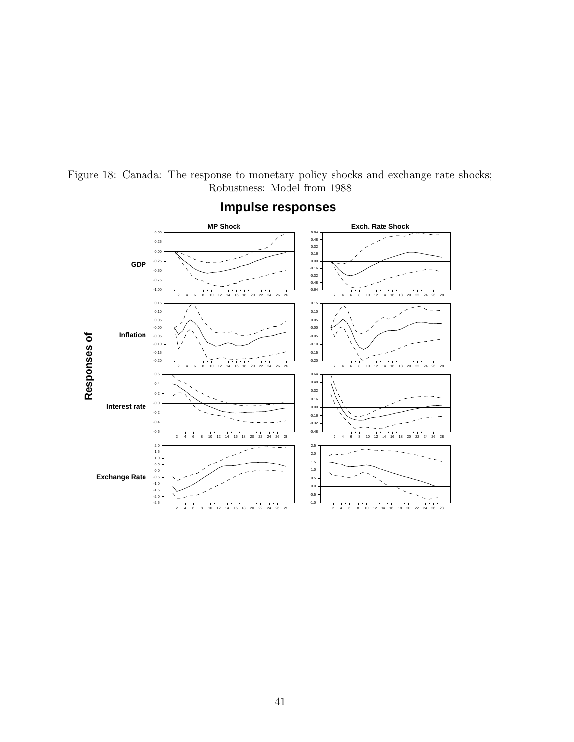Figure 18: Canada: The response to monetary policy shocks and exchange rate shocks; Robustness: Model from 1988

**Impulse responses**

MP Shock

Exch. Rate Shock

Responses of

GDP

0.50
0.25
0.00
-0.25
-0.50
-0.75
-1.00

0.64
0.48
0.32
0.16
0.00
-0.16
-0.32
-0.48
-0.64

Inflation

0.15
0.10
0.05
-0.00
-0.05
-0.10
-0.15
-0.20

0.15
0.10
0.05
0.00
-0.05
-0.10
-0.15
-0.20

Interest rate

0.6
0.4
0.2
-0.0
-0.2
-0.4
-0.6

0.64
0.48
0.32
0.16
0.00
-0.16
-0.32
-0.48

Exchange Rate

2.0
1.5
1.0
0.5
0.0
-0.5
-1.0
-1.5
-2.0
-2.5

2.5
2.0
1.5
1.0
0.5
0.0
-0.5
-1.0

2 4 6 8 10 12 14 16 18 20 22 24 26 28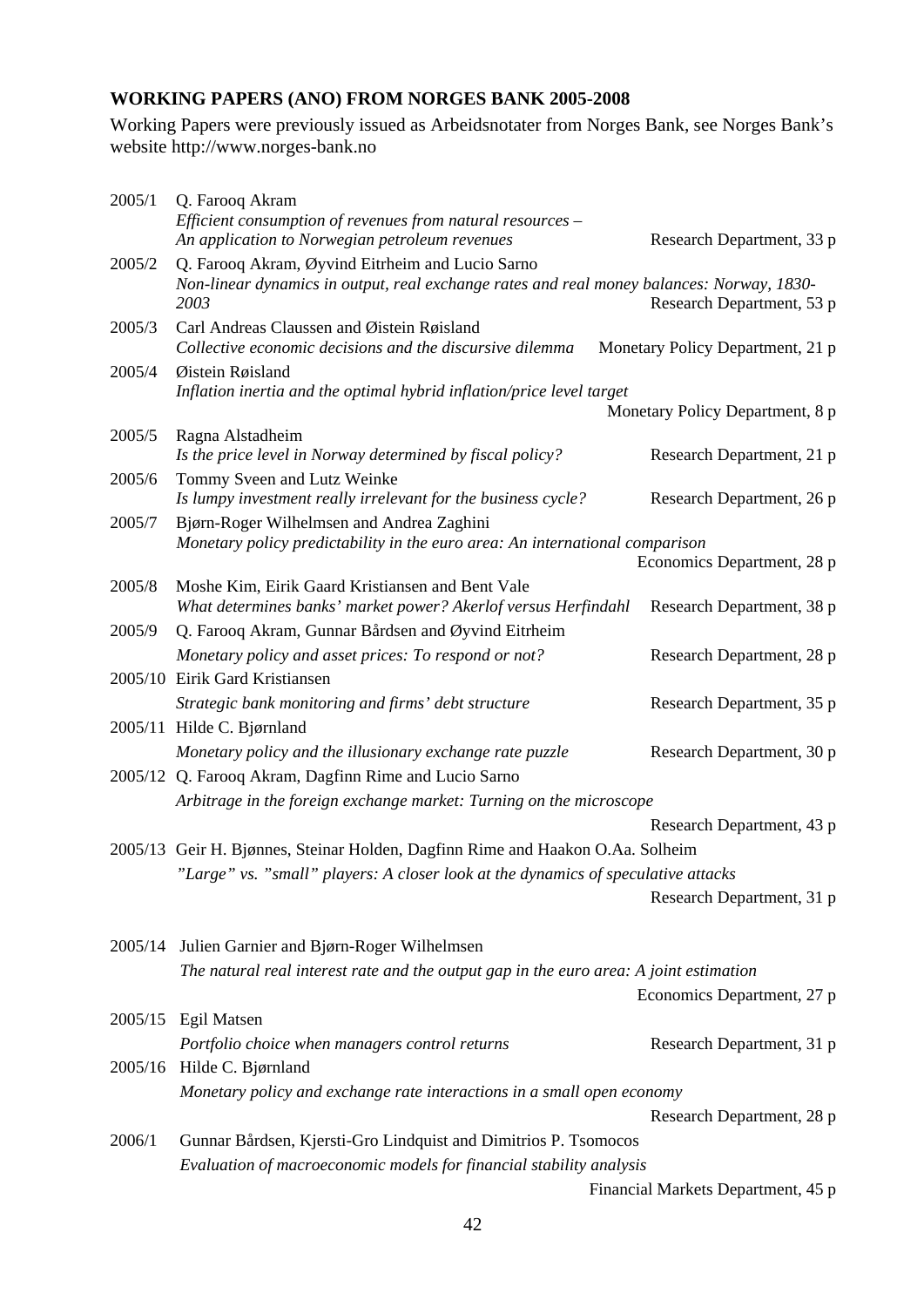**WORKING PAPERS (ANO) FROM NORGES BANK 2005-2008**

Working Papers were previously issued as Arbeidsnotater from Norges Bank, see Norges Bank's website http://www.norges-bank.no

| | | |
|---|---|---|
| 2005/1 | Q. Farooq Akram<br>*Efficient consumption of revenues from natural resources – An application to Norwegian petroleum revenues* | Research Department, 33 p |
| 2005/2 | Q. Farooq Akram, Øyvind Eitrheim and Lucio Sarno<br>*Non-linear dynamics in output, real exchange rates and real money balances: Norway, 1830-2003* | Research Department, 53 p |
| 2005/3 | Carl Andreas Claussen and Øistein Røisland<br>*Collective economic decisions and the discursive dilemma* | Monetary Policy Department, 21 p |
| 2005/4 | Øistein Røisland<br>*Inflation inertia and the optimal hybrid inflation/price level target* | Monetary Policy Department, 8 p |
| 2005/5 | Ragna Alstadheim<br>*Is the price level in Norway determined by fiscal policy?* | Research Department, 21 p |
| 2005/6 | Tommy Sveen and Lutz Weinke<br>*Is lumpy investment really irrelevant for the business cycle?* | Research Department, 26 p |
| 2005/7 | Bjørn-Roger Wilhelmsen and Andrea Zaghini<br>*Monetary policy predictability in the euro area: An international comparison* | Economics Department, 28 p |
| 2005/8 | Moshe Kim, Eirik Gaard Kristiansen and Bent Vale<br>*What determines banks' market power? Akerlof versus Herfindahl* | Research Department, 38 p |
| 2005/9 | Q. Farooq Akram, Gunnar Bårdsen and Øyvind Eitrheim<br>*Monetary policy and asset prices: To respond or not?* | Research Department, 28 p |
| 2005/10 | Eirik Gard Kristiansen<br>*Strategic bank monitoring and firms' debt structure* | Research Department, 35 p |
| 2005/11 | Hilde C. Bjørnland<br>*Monetary policy and the illusionary exchange rate puzzle* | Research Department, 30 p |
| 2005/12 | Q. Farooq Akram, Dagfinn Rime and Lucio Sarno<br>*Arbitrage in the foreign exchange market: Turning on the microscope* | Research Department, 43 p |
| 2005/13 | Geir H. Bjønnes, Steinar Holden, Dagfinn Rime and Haakon O.Aa. Solheim<br>*"Large" vs. "small" players: A closer look at the dynamics of speculative attacks* | Research Department, 31 p |
| 2005/14 | Julien Garnier and Bjørn-Roger Wilhelmsen<br>*The natural real interest rate and the output gap in the euro area: A joint estimation* | Economics Department, 27 p |
| 2005/15 | Egil Matsen<br>*Portfolio choice when managers control returns* | Research Department, 31 p |
| 2005/16 | Hilde C. Bjørnland<br>*Monetary policy and exchange rate interactions in a small open economy* | Research Department, 28 p |
| 2006/1 | Gunnar Bårdsen, Kjersti-Gro Lindquist and Dimitrios P. Tsomocos<br>*Evaluation of macroeconomic models for financial stability analysis* | Financial Markets Department, 45 p |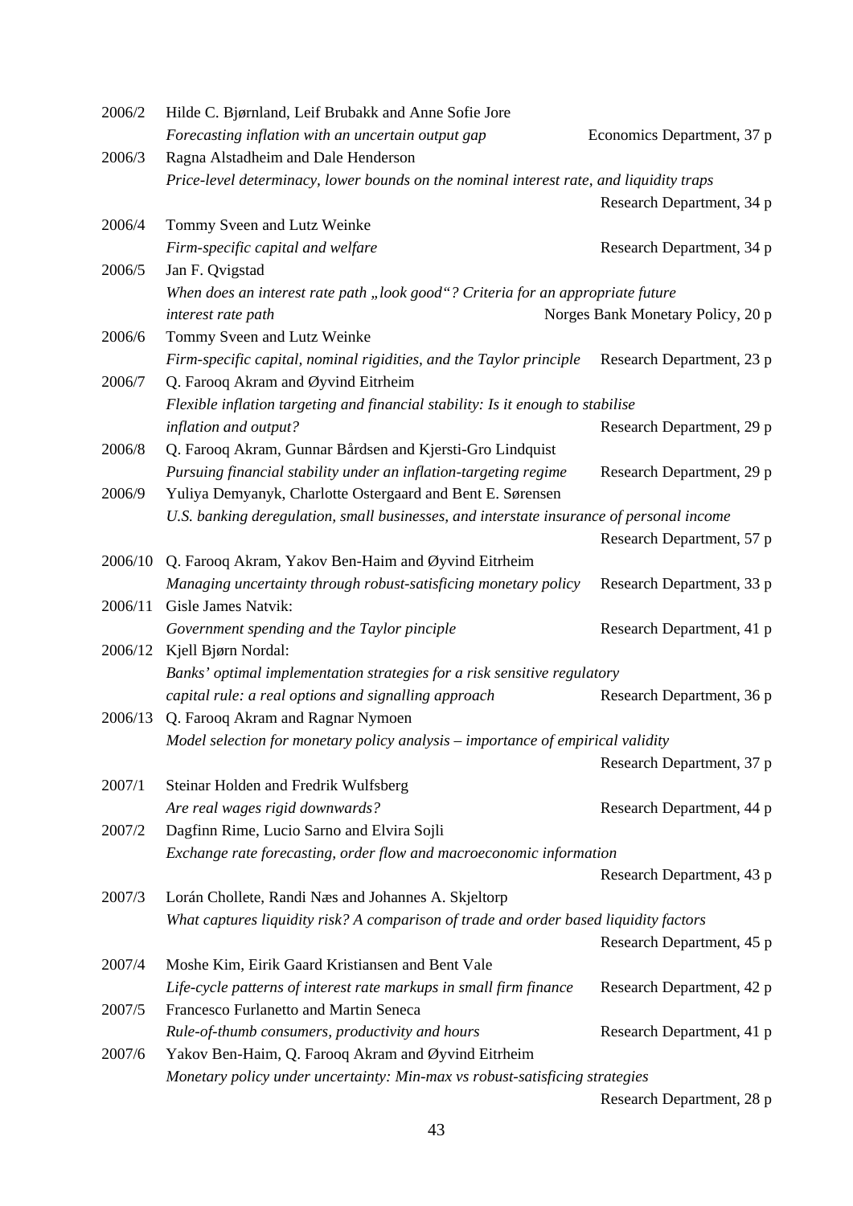2006/2 Hilde C. Bjørnland, Leif Brubakk and Anne Sofie Jore
*Forecasting inflation with an uncertain output gap* Economics Department, 37 p

2006/3 Ragna Alstadheim and Dale Henderson
*Price-level determinacy, lower bounds on the nominal interest rate, and liquidity traps* Research Department, 34 p

2006/4 Tommy Sveen and Lutz Weinke
*Firm-specific capital and welfare* Research Department, 34 p

2006/5 Jan F. Qvigstad
*When does an interest rate path „look good"? Criteria for an appropriate future interest rate path* Norges Bank Monetary Policy, 20 p

2006/6 Tommy Sveen and Lutz Weinke
*Firm-specific capital, nominal rigidities, and the Taylor principle* Research Department, 23 p

2006/7 Q. Farooq Akram and Øyvind Eitrheim
*Flexible inflation targeting and financial stability: Is it enough to stabilise inflation and output?* Research Department, 29 p

2006/8 Q. Farooq Akram, Gunnar Bårdsen and Kjersti-Gro Lindquist
*Pursuing financial stability under an inflation-targeting regime* Research Department, 29 p

2006/9 Yuliya Demyanyk, Charlotte Ostergaard and Bent E. Sørensen
*U.S. banking deregulation, small businesses, and interstate insurance of personal income* Research Department, 57 p

2006/10 Q. Farooq Akram, Yakov Ben-Haim and Øyvind Eitrheim
*Managing uncertainty through robust-satisficing monetary policy* Research Department, 33 p

2006/11 Gisle James Natvik:
*Government spending and the Taylor pinciple* Research Department, 41 p

2006/12 Kjell Bjørn Nordal:
*Banks' optimal implementation strategies for a risk sensitive regulatory capital rule: a real options and signalling approach* Research Department, 36 p

2006/13 Q. Farooq Akram and Ragnar Nymoen
*Model selection for monetary policy analysis – importance of empirical validity* Research Department, 37 p

2007/1 Steinar Holden and Fredrik Wulfsberg
*Are real wages rigid downwards?* Research Department, 44 p

2007/2 Dagfinn Rime, Lucio Sarno and Elvira Sojli
*Exchange rate forecasting, order flow and macroeconomic information* Research Department, 43 p

2007/3 Lorán Chollete, Randi Næs and Johannes A. Skjeltorp
*What captures liquidity risk? A comparison of trade and order based liquidity factors* Research Department, 45 p

2007/4 Moshe Kim, Eirik Gaard Kristiansen and Bent Vale
*Life-cycle patterns of interest rate markups in small firm finance* Research Department, 42 p

2007/5 Francesco Furlanetto and Martin Seneca
*Rule-of-thumb consumers, productivity and hours* Research Department, 41 p

2007/6 Yakov Ben-Haim, Q. Farooq Akram and Øyvind Eitrheim
*Monetary policy under uncertainty: Min-max vs robust-satisficing strategies* Research Department, 28 p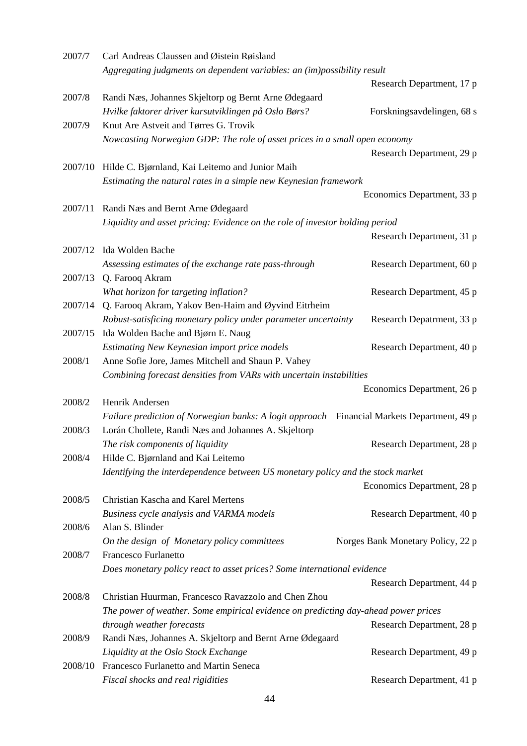| | | |
|---|---|---|
| 2007/7 | Carl Andreas Claussen and Øistein Røisland<br>*Aggregating judgments on dependent variables: an (im)possibility result* | Research Department, 17 p |
| 2007/8 | Randi Næs, Johannes Skjeltorp og Bernt Arne Ødegaard<br>*Hvilke faktorer driver kursutviklingen på Oslo Børs?* | Forskningsavdelingen, 68 s |
| 2007/9 | Knut Are Astveit and Tørres G. Trovik<br>*Nowcasting Norwegian GDP: The role of asset prices in a small open economy* | Research Department, 29 p |
| 2007/10 | Hilde C. Bjørnland, Kai Leitemo and Junior Maih<br>*Estimating the natural rates in a simple new Keynesian framework* | Economics Department, 33 p |
| 2007/11 | Randi Næs and Bernt Arne Ødegaard<br>*Liquidity and asset pricing: Evidence on the role of investor holding period* | Research Department, 31 p |
| 2007/12 | Ida Wolden Bache<br>*Assessing estimates of the exchange rate pass-through* | Research Department, 60 p |
| 2007/13 | Q. Farooq Akram<br>*What horizon for targeting inflation?* | Research Department, 45 p |
| 2007/14 | Q. Farooq Akram, Yakov Ben-Haim and Øyvind Eitrheim<br>*Robust-satisficing monetary policy under parameter uncertainty* | Research Depatrment, 33 p |
| 2007/15 | Ida Wolden Bache and Bjørn E. Naug<br>*Estimating New Keynesian import price models* | Research Department, 40 p |
| 2008/1 | Anne Sofie Jore, James Mitchell and Shaun P. Vahey<br>*Combining forecast densities from VARs with uncertain instabilities* | Economics Department, 26 p |
| 2008/2 | Henrik Andersen<br>*Failure prediction of Norwegian banks: A logit approach* | Financial Markets Department, 49 p |
| 2008/3 | Lorán Chollete, Randi Næs and Johannes A. Skjeltorp<br>*The risk components of liquidity* | Research Department, 28 p |
| 2008/4 | Hilde C. Bjørnland and Kai Leitemo<br>*Identifying the interdependence between US monetary policy and the stock market* | Economics Department, 28 p |
| 2008/5 | Christian Kascha and Karel Mertens<br>*Business cycle analysis and VARMA models* | Research Department, 40 p |
| 2008/6 | Alan S. Blinder<br>*On the design of Monetary policy committees* | Norges Bank Monetary Policy, 22 p |
| 2008/7 | Francesco Furlanetto<br>*Does monetary policy react to asset prices? Some international evidence* | Research Department, 44 p |
| 2008/8 | Christian Huurman, Francesco Ravazzolo and Chen Zhou<br>*The power of weather. Some empirical evidence on predicting day-ahead power prices through weather forecasts* | Research Department, 28 p |
| 2008/9 | Randi Næs, Johannes A. Skjeltorp and Bernt Arne Ødegaard<br>*Liquidity at the Oslo Stock Exchange* | Research Department, 49 p |
| 2008/10 | Francesco Furlanetto and Martin Seneca<br>*Fiscal shocks and real rigidities* | Research Department, 41 p |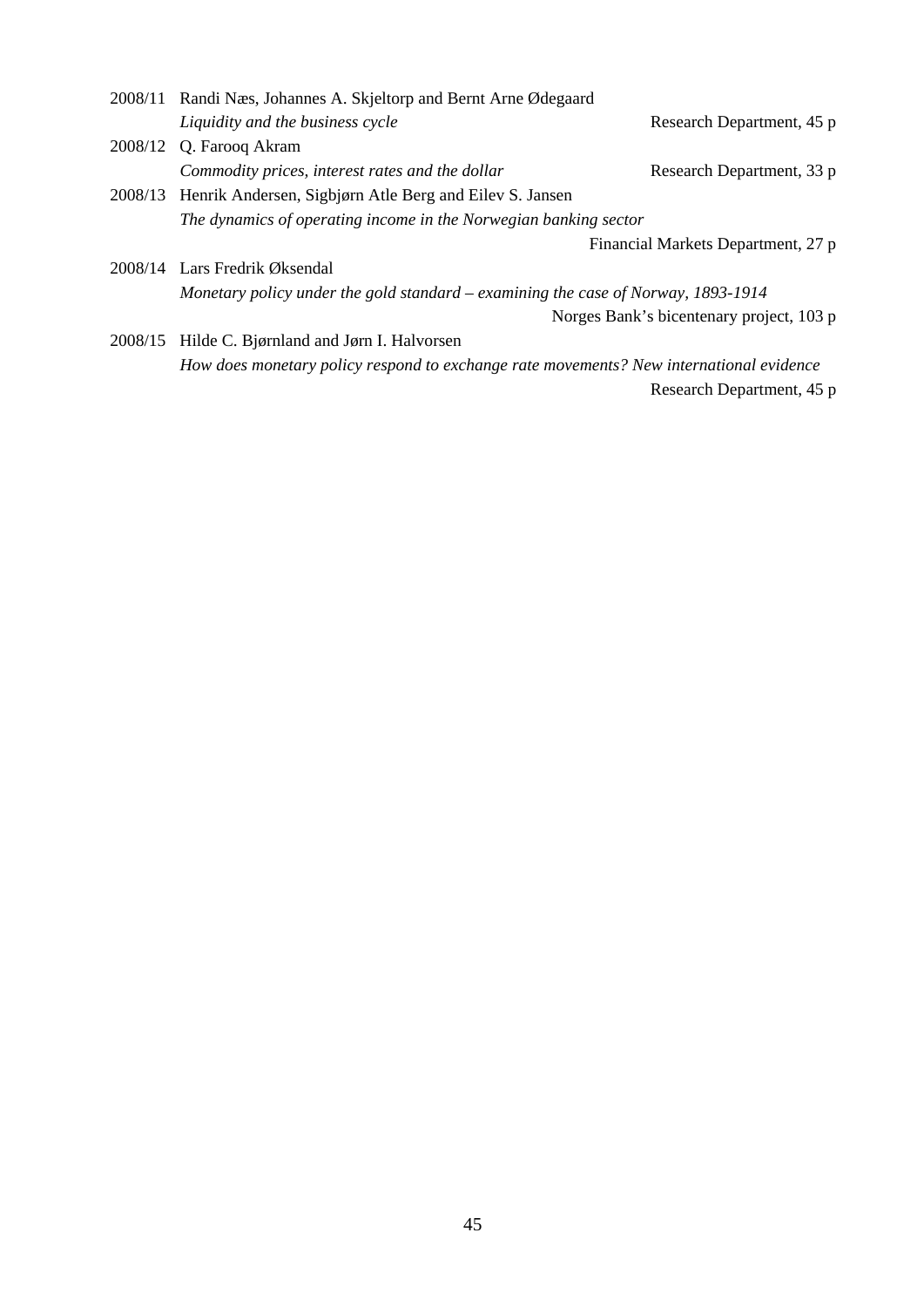2008/11 Randi Næs, Johannes A. Skjeltorp and Bernt Arne Ødegaard
*Liquidity and the business cycle* Research Department, 45 p

2008/12 Q. Farooq Akram
*Commodity prices, interest rates and the dollar* Research Department, 33 p

2008/13 Henrik Andersen, Sigbjørn Atle Berg and Eilev S. Jansen
*The dynamics of operating income in the Norwegian banking sector*
Financial Markets Department, 27 p

2008/14 Lars Fredrik Øksendal
*Monetary policy under the gold standard – examining the case of Norway, 1893-1914*
Norges Bank's bicentenary project, 103 p

2008/15 Hilde C. Bjørnland and Jørn I. Halvorsen
*How does monetary policy respond to exchange rate movements? New international evidence*
Research Department, 45 p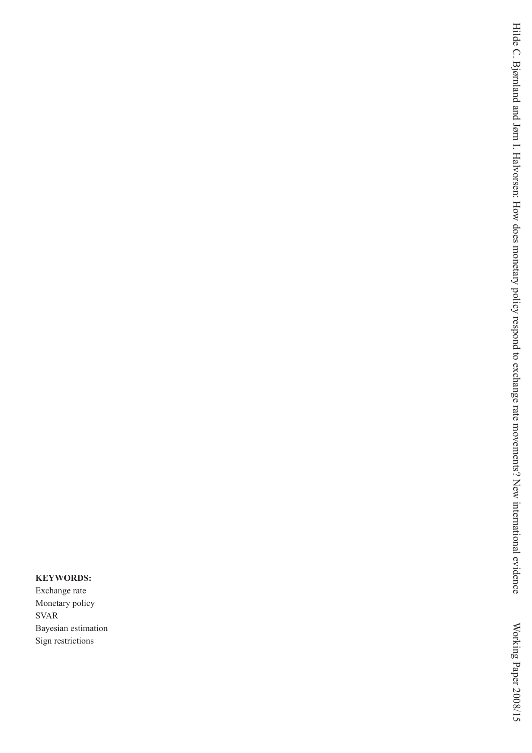Hilde C. Bjørnland and Jørn I. Halvorsen: How does monetary policy respond to exchange rate movements? New international evidence

Working Paper 2008/15

**KEYWORDS:**

Exchange rate
Monetary policy
SVAR
Bayesian estimation
Sign restrictions